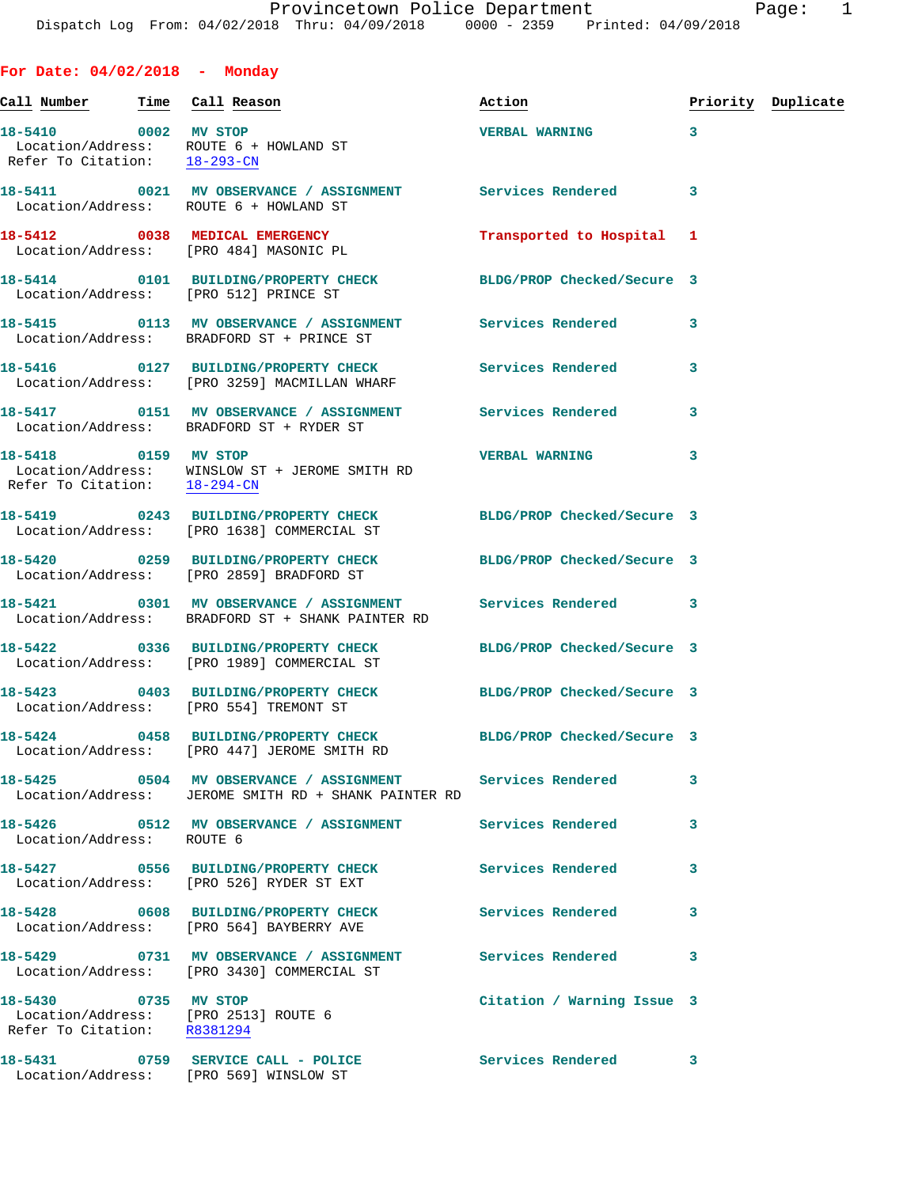Provincetown Police Department
Dispatch Log From: 04/02/2018 Thru: 04/09/2018 0000 - 2359 Printed: 04/09/2018

## For Date: 04/02/2018 - Monday

| Call Number | Time | Call Reason | Action | Priority | Duplicate |
|---|---|---|---|---|---|
| 18-5410 | 0002 | MV STOP<br>Location/Address: ROUTE 6 + HOWLAND ST<br>Refer To Citation: 18-293-CN | VERBAL WARNING | 3 | |
| 18-5411 | 0021 | MV OBSERVANCE / ASSIGNMENT<br>Location/Address: ROUTE 6 + HOWLAND ST | Services Rendered | 3 | |
| 18-5412 | 0038 | MEDICAL EMERGENCY<br>Location/Address: [PRO 484] MASONIC PL | Transported to Hospital | 1 | |
| 18-5414 | 0101 | BUILDING/PROPERTY CHECK<br>Location/Address: [PRO 512] PRINCE ST | BLDG/PROP Checked/Secure | 3 | |
| 18-5415 | 0113 | MV OBSERVANCE / ASSIGNMENT<br>Location/Address: BRADFORD ST + PRINCE ST | Services Rendered | 3 | |
| 18-5416 | 0127 | BUILDING/PROPERTY CHECK<br>Location/Address: [PRO 3259] MACMILLAN WHARF | Services Rendered | 3 | |
| 18-5417 | 0151 | MV OBSERVANCE / ASSIGNMENT<br>Location/Address: BRADFORD ST + RYDER ST | Services Rendered | 3 | |
| 18-5418 | 0159 | MV STOP<br>Location/Address: WINSLOW ST + JEROME SMITH RD<br>Refer To Citation: 18-294-CN | VERBAL WARNING | 3 | |
| 18-5419 | 0243 | BUILDING/PROPERTY CHECK<br>Location/Address: [PRO 1638] COMMERCIAL ST | BLDG/PROP Checked/Secure | 3 | |
| 18-5420 | 0259 | BUILDING/PROPERTY CHECK<br>Location/Address: [PRO 2859] BRADFORD ST | BLDG/PROP Checked/Secure | 3 | |
| 18-5421 | 0301 | MV OBSERVANCE / ASSIGNMENT<br>Location/Address: BRADFORD ST + SHANK PAINTER RD | Services Rendered | 3 | |
| 18-5422 | 0336 | BUILDING/PROPERTY CHECK<br>Location/Address: [PRO 1989] COMMERCIAL ST | BLDG/PROP Checked/Secure | 3 | |
| 18-5423 | 0403 | BUILDING/PROPERTY CHECK<br>Location/Address: [PRO 554] TREMONT ST | BLDG/PROP Checked/Secure | 3 | |
| 18-5424 | 0458 | BUILDING/PROPERTY CHECK<br>Location/Address: [PRO 447] JEROME SMITH RD | BLDG/PROP Checked/Secure | 3 | |
| 18-5425 | 0504 | MV OBSERVANCE / ASSIGNMENT<br>Location/Address: JEROME SMITH RD + SHANK PAINTER RD | Services Rendered | 3 | |
| 18-5426 | 0512 | MV OBSERVANCE / ASSIGNMENT<br>Location/Address: ROUTE 6 | Services Rendered | 3 | |
| 18-5427 | 0556 | BUILDING/PROPERTY CHECK<br>Location/Address: [PRO 526] RYDER ST EXT | Services Rendered | 3 | |
| 18-5428 | 0608 | BUILDING/PROPERTY CHECK<br>Location/Address: [PRO 564] BAYBERRY AVE | Services Rendered | 3 | |
| 18-5429 | 0731 | MV OBSERVANCE / ASSIGNMENT<br>Location/Address: [PRO 3430] COMMERCIAL ST | Services Rendered | 3 | |
| 18-5430 | 0735 | MV STOP<br>Location/Address: [PRO 2513] ROUTE 6<br>Refer To Citation: R8381294 | Citation / Warning Issue | 3 | |
| 18-5431 | 0759 | SERVICE CALL - POLICE<br>Location/Address: [PRO 569] WINSLOW ST | Services Rendered | 3 | |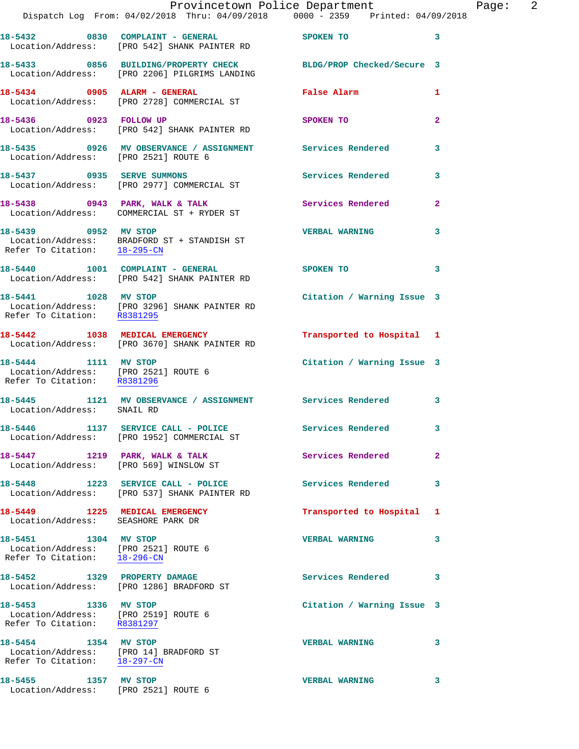Dispatch Log From: 04/02/2018 Thru: 04/09/2018 0000 - 2359 Printed: 04/09/2018

**18-5432 0830 COMPLAINT - GENERAL** SPOKEN TO 3
Location/Address: [PRO 542] SHANK PAINTER RD

**18-5433 0856 BUILDING/PROPERTY CHECK** BLDG/PROP Checked/Secure 3
Location/Address: [PRO 2206] PILGRIMS LANDING

**18-5434 0905 ALARM - GENERAL** False Alarm 1
Location/Address: [PRO 2728] COMMERCIAL ST

**18-5436 0923 FOLLOW UP** SPOKEN TO 2
Location/Address: [PRO 542] SHANK PAINTER RD

**18-5435 0926 MV OBSERVANCE / ASSIGNMENT** Services Rendered 3
Location/Address: [PRO 2521] ROUTE 6

**18-5437 0935 SERVE SUMMONS** Services Rendered 3
Location/Address: [PRO 2977] COMMERCIAL ST

**18-5438 0943 PARK, WALK & TALK** Services Rendered 2
Location/Address: COMMERCIAL ST + RYDER ST

**18-5439 0952 MV STOP** VERBAL WARNING 3
Location/Address: BRADFORD ST + STANDISH ST
Refer To Citation: 18-295-CN

**18-5440 1001 COMPLAINT - GENERAL** SPOKEN TO 3
Location/Address: [PRO 542] SHANK PAINTER RD

**18-5441 1028 MV STOP** Citation / Warning Issue 3
Location/Address: [PRO 3296] SHANK PAINTER RD
Refer To Citation: R8381295

**18-5442 1038 MEDICAL EMERGENCY** Transported to Hospital 1
Location/Address: [PRO 3670] SHANK PAINTER RD

**18-5444 1111 MV STOP** Citation / Warning Issue 3
Location/Address: [PRO 2521] ROUTE 6
Refer To Citation: R8381296

**18-5445 1121 MV OBSERVANCE / ASSIGNMENT** Services Rendered 3
Location/Address: SNAIL RD

**18-5446 1137 SERVICE CALL - POLICE** Services Rendered 3
Location/Address: [PRO 1952] COMMERCIAL ST

**18-5447 1219 PARK, WALK & TALK** Services Rendered 2
Location/Address: [PRO 569] WINSLOW ST

**18-5448 1223 SERVICE CALL - POLICE** Services Rendered 3
Location/Address: [PRO 537] SHANK PAINTER RD

**18-5449 1225 MEDICAL EMERGENCY** Transported to Hospital 1
Location/Address: SEASHORE PARK DR

**18-5451 1304 MV STOP** VERBAL WARNING 3
Location/Address: [PRO 2521] ROUTE 6
Refer To Citation: 18-296-CN

**18-5452 1329 PROPERTY DAMAGE** Services Rendered 3
Location/Address: [PRO 1286] BRADFORD ST

**18-5453 1336 MV STOP** Citation / Warning Issue 3
Location/Address: [PRO 2519] ROUTE 6
Refer To Citation: R8381297

**18-5454 1354 MV STOP** VERBAL WARNING 3
Location/Address: [PRO 14] BRADFORD ST
Refer To Citation: 18-297-CN

**18-5455 1357 MV STOP** VERBAL WARNING 3
Location/Address: [PRO 2521] ROUTE 6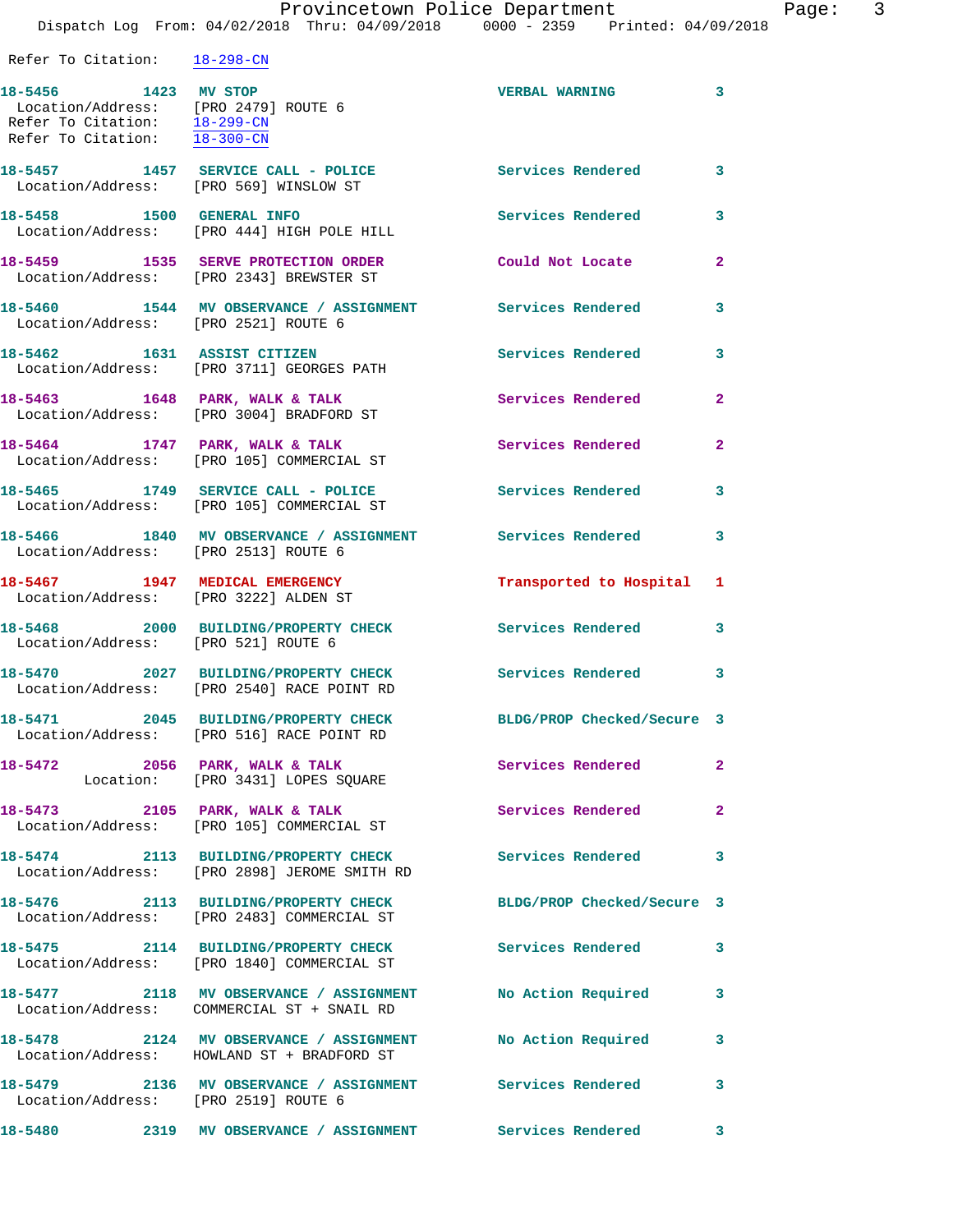Refer To Citation: 18-298-CN

**18-5456 1423 MV STOP** VERBAL WARNING 3
Location/Address: [PRO 2479] ROUTE 6
Refer To Citation: 18-299-CN
Refer To Citation: 18-300-CN

**18-5457 1457 SERVICE CALL - POLICE** Services Rendered 3
Location/Address: [PRO 569] WINSLOW ST

**18-5458 1500 GENERAL INFO** Services Rendered 3
Location/Address: [PRO 444] HIGH POLE HILL

**18-5459 1535 SERVE PROTECTION ORDER** Could Not Locate 2
Location/Address: [PRO 2343] BREWSTER ST

**18-5460 1544 MV OBSERVANCE / ASSIGNMENT** Services Rendered 3
Location/Address: [PRO 2521] ROUTE 6

**18-5462 1631 ASSIST CITIZEN** Services Rendered 3
Location/Address: [PRO 3711] GEORGES PATH

**18-5463 1648 PARK, WALK & TALK** Services Rendered 2
Location/Address: [PRO 3004] BRADFORD ST

**18-5464 1747 PARK, WALK & TALK** Services Rendered 2
Location/Address: [PRO 105] COMMERCIAL ST

**18-5465 1749 SERVICE CALL - POLICE** Services Rendered 3
Location/Address: [PRO 105] COMMERCIAL ST

**18-5466 1840 MV OBSERVANCE / ASSIGNMENT** Services Rendered 3
Location/Address: [PRO 2513] ROUTE 6

**18-5467 1947 MEDICAL EMERGENCY** Transported to Hospital 1
Location/Address: [PRO 3222] ALDEN ST

**18-5468 2000 BUILDING/PROPERTY CHECK** Services Rendered 3
Location/Address: [PRO 521] ROUTE 6

**18-5470 2027 BUILDING/PROPERTY CHECK** Services Rendered 3
Location/Address: [PRO 2540] RACE POINT RD

**18-5471 2045 BUILDING/PROPERTY CHECK** BLDG/PROP Checked/Secure 3
Location/Address: [PRO 516] RACE POINT RD

**18-5472 2056 PARK, WALK & TALK** Services Rendered 2
Location: [PRO 3431] LOPES SQUARE

**18-5473 2105 PARK, WALK & TALK** Services Rendered 2
Location/Address: [PRO 105] COMMERCIAL ST

**18-5474 2113 BUILDING/PROPERTY CHECK** Services Rendered 3
Location/Address: [PRO 2898] JEROME SMITH RD

**18-5476 2113 BUILDING/PROPERTY CHECK** BLDG/PROP Checked/Secure 3
Location/Address: [PRO 2483] COMMERCIAL ST

**18-5475 2114 BUILDING/PROPERTY CHECK** Services Rendered 3
Location/Address: [PRO 1840] COMMERCIAL ST

**18-5477 2118 MV OBSERVANCE / ASSIGNMENT** No Action Required 3
Location/Address: COMMERCIAL ST + SNAIL RD

**18-5478 2124 MV OBSERVANCE / ASSIGNMENT** No Action Required 3
Location/Address: HOWLAND ST + BRADFORD ST

**18-5479 2136 MV OBSERVANCE / ASSIGNMENT** Services Rendered 3
Location/Address: [PRO 2519] ROUTE 6

**18-5480 2319 MV OBSERVANCE / ASSIGNMENT** Services Rendered 3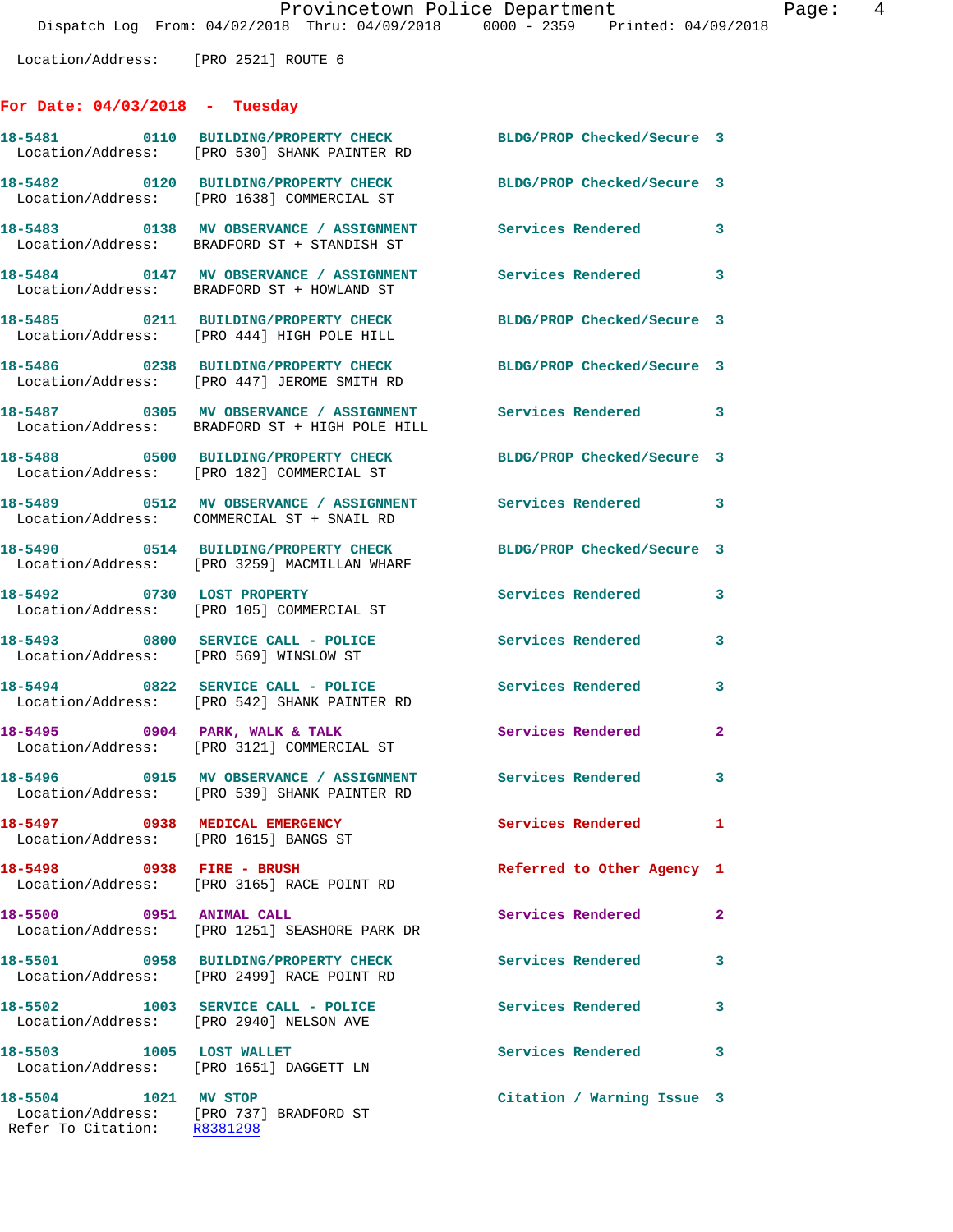Location/Address: [PRO 2521] ROUTE 6

## For Date: 04/03/2018 - Tuesday

| Call Number | Time | Call Reason | Action | Priority |
|---|---|---|---|---|
| 18-5481 | 0110 | BUILDING/PROPERTY CHECK | BLDG/PROP Checked/Secure | 3 |
| | | Location/Address: [PRO 530] SHANK PAINTER RD | | |
| 18-5482 | 0120 | BUILDING/PROPERTY CHECK | BLDG/PROP Checked/Secure | 3 |
| | | Location/Address: [PRO 1638] COMMERCIAL ST | | |
| 18-5483 | 0138 | MV OBSERVANCE / ASSIGNMENT | Services Rendered | 3 |
| | | Location/Address: BRADFORD ST + STANDISH ST | | |
| 18-5484 | 0147 | MV OBSERVANCE / ASSIGNMENT | Services Rendered | 3 |
| | | Location/Address: BRADFORD ST + HOWLAND ST | | |
| 18-5485 | 0211 | BUILDING/PROPERTY CHECK | BLDG/PROP Checked/Secure | 3 |
| | | Location/Address: [PRO 444] HIGH POLE HILL | | |
| 18-5486 | 0238 | BUILDING/PROPERTY CHECK | BLDG/PROP Checked/Secure | 3 |
| | | Location/Address: [PRO 447] JEROME SMITH RD | | |
| 18-5487 | 0305 | MV OBSERVANCE / ASSIGNMENT | Services Rendered | 3 |
| | | Location/Address: BRADFORD ST + HIGH POLE HILL | | |
| 18-5488 | 0500 | BUILDING/PROPERTY CHECK | BLDG/PROP Checked/Secure | 3 |
| | | Location/Address: [PRO 182] COMMERCIAL ST | | |
| 18-5489 | 0512 | MV OBSERVANCE / ASSIGNMENT | Services Rendered | 3 |
| | | Location/Address: COMMERCIAL ST + SNAIL RD | | |
| 18-5490 | 0514 | BUILDING/PROPERTY CHECK | BLDG/PROP Checked/Secure | 3 |
| | | Location/Address: [PRO 3259] MACMILLAN WHARF | | |
| 18-5492 | 0730 | LOST PROPERTY | Services Rendered | 3 |
| | | Location/Address: [PRO 105] COMMERCIAL ST | | |
| 18-5493 | 0800 | SERVICE CALL - POLICE | Services Rendered | 3 |
| | | Location/Address: [PRO 569] WINSLOW ST | | |
| 18-5494 | 0822 | SERVICE CALL - POLICE | Services Rendered | 3 |
| | | Location/Address: [PRO 542] SHANK PAINTER RD | | |
| 18-5495 | 0904 | PARK, WALK & TALK | Services Rendered | 2 |
| | | Location/Address: [PRO 3121] COMMERCIAL ST | | |
| 18-5496 | 0915 | MV OBSERVANCE / ASSIGNMENT | Services Rendered | 3 |
| | | Location/Address: [PRO 539] SHANK PAINTER RD | | |
| 18-5497 | 0938 | MEDICAL EMERGENCY | Services Rendered | 1 |
| | | Location/Address: [PRO 1615] BANGS ST | | |
| 18-5498 | 0938 | FIRE - BRUSH | Referred to Other Agency | 1 |
| | | Location/Address: [PRO 3165] RACE POINT RD | | |
| 18-5500 | 0951 | ANIMAL CALL | Services Rendered | 2 |
| | | Location/Address: [PRO 1251] SEASHORE PARK DR | | |
| 18-5501 | 0958 | BUILDING/PROPERTY CHECK | Services Rendered | 3 |
| | | Location/Address: [PRO 2499] RACE POINT RD | | |
| 18-5502 | 1003 | SERVICE CALL - POLICE | Services Rendered | 3 |
| | | Location/Address: [PRO 2940] NELSON AVE | | |
| 18-5503 | 1005 | LOST WALLET | Services Rendered | 3 |
| | | Location/Address: [PRO 1651] DAGGETT LN | | |
| 18-5504 | 1021 | MV STOP | Citation / Warning Issue | 3 |
| | | Location/Address: [PRO 737] BRADFORD ST | | |
| | | Refer To Citation: R8381298 | | |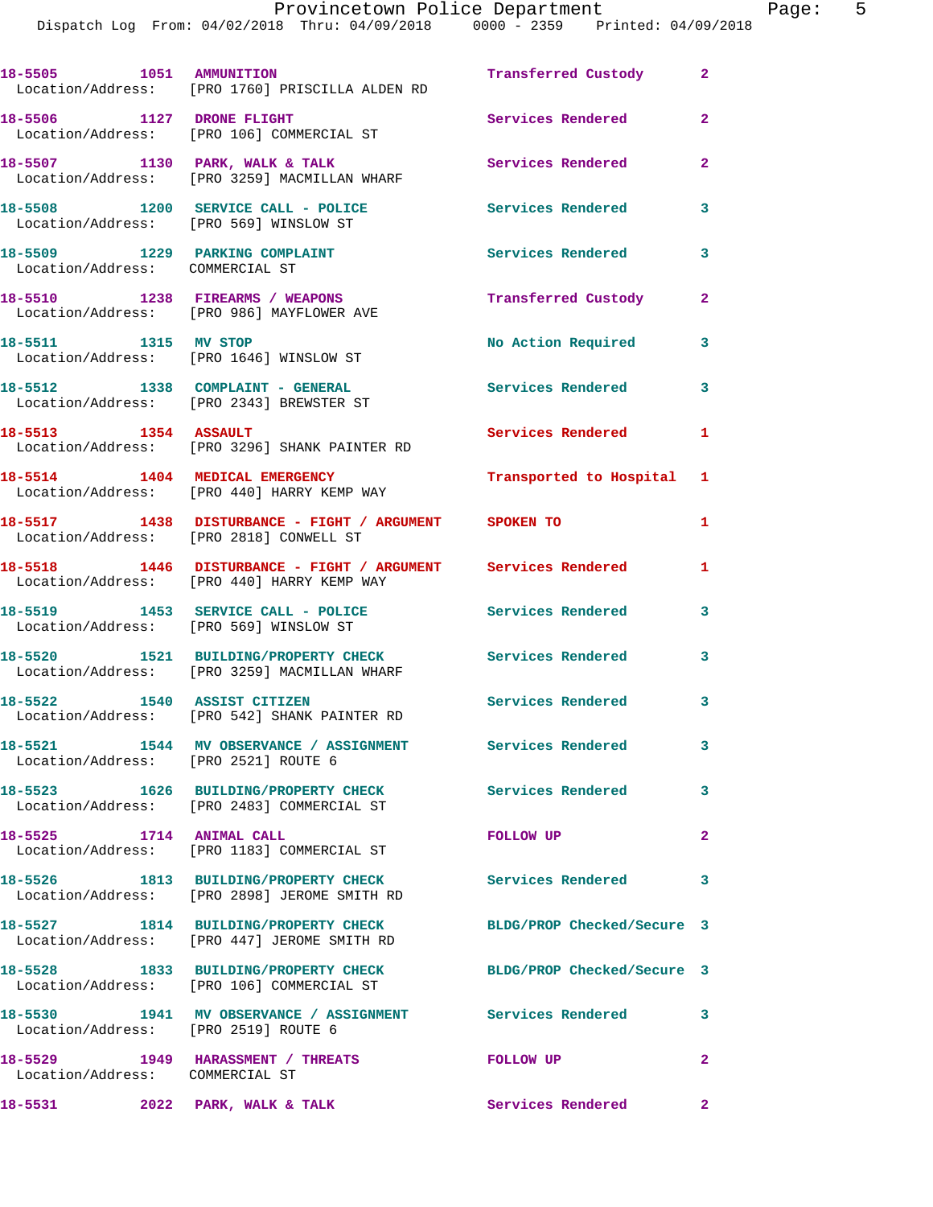| Call Number | Time | Call Reason | Action | Priority |
|---|---|---|---|---|
| 18-5505 | 1051 | AMMUNITION | Transferred Custody | 2 |
| Location/Address: [PRO 1760] PRISCILLA ALDEN RD | | | | |
| 18-5506 | 1127 | DRONE FLIGHT | Services Rendered | 2 |
| Location/Address: [PRO 106] COMMERCIAL ST | | | | |
| 18-5507 | 1130 | PARK, WALK & TALK | Services Rendered | 2 |
| Location/Address: [PRO 3259] MACMILLAN WHARF | | | | |
| 18-5508 | 1200 | SERVICE CALL - POLICE | Services Rendered | 3 |
| Location/Address: [PRO 569] WINSLOW ST | | | | |
| 18-5509 | 1229 | PARKING COMPLAINT | Services Rendered | 3 |
| Location/Address: COMMERCIAL ST | | | | |
| 18-5510 | 1238 | FIREARMS / WEAPONS | Transferred Custody | 2 |
| Location/Address: [PRO 986] MAYFLOWER AVE | | | | |
| 18-5511 | 1315 | MV STOP | No Action Required | 3 |
| Location/Address: [PRO 1646] WINSLOW ST | | | | |
| 18-5512 | 1338 | COMPLAINT - GENERAL | Services Rendered | 3 |
| Location/Address: [PRO 2343] BREWSTER ST | | | | |
| 18-5513 | 1354 | ASSAULT | Services Rendered | 1 |
| Location/Address: [PRO 3296] SHANK PAINTER RD | | | | |
| 18-5514 | 1404 | MEDICAL EMERGENCY | Transported to Hospital | 1 |
| Location/Address: [PRO 440] HARRY KEMP WAY | | | | |
| 18-5517 | 1438 | DISTURBANCE - FIGHT / ARGUMENT | SPOKEN TO | 1 |
| Location/Address: [PRO 2818] CONWELL ST | | | | |
| 18-5518 | 1446 | DISTURBANCE - FIGHT / ARGUMENT | Services Rendered | 1 |
| Location/Address: [PRO 440] HARRY KEMP WAY | | | | |
| 18-5519 | 1453 | SERVICE CALL - POLICE | Services Rendered | 3 |
| Location/Address: [PRO 569] WINSLOW ST | | | | |
| 18-5520 | 1521 | BUILDING/PROPERTY CHECK | Services Rendered | 3 |
| Location/Address: [PRO 3259] MACMILLAN WHARF | | | | |
| 18-5522 | 1540 | ASSIST CITIZEN | Services Rendered | 3 |
| Location/Address: [PRO 542] SHANK PAINTER RD | | | | |
| 18-5521 | 1544 | MV OBSERVANCE / ASSIGNMENT | Services Rendered | 3 |
| Location/Address: [PRO 2521] ROUTE 6 | | | | |
| 18-5523 | 1626 | BUILDING/PROPERTY CHECK | Services Rendered | 3 |
| Location/Address: [PRO 2483] COMMERCIAL ST | | | | |
| 18-5525 | 1714 | ANIMAL CALL | FOLLOW UP | 2 |
| Location/Address: [PRO 1183] COMMERCIAL ST | | | | |
| 18-5526 | 1813 | BUILDING/PROPERTY CHECK | Services Rendered | 3 |
| Location/Address: [PRO 2898] JEROME SMITH RD | | | | |
| 18-5527 | 1814 | BUILDING/PROPERTY CHECK | BLDG/PROP Checked/Secure | 3 |
| Location/Address: [PRO 447] JEROME SMITH RD | | | | |
| 18-5528 | 1833 | BUILDING/PROPERTY CHECK | BLDG/PROP Checked/Secure | 3 |
| Location/Address: [PRO 106] COMMERCIAL ST | | | | |
| 18-5530 | 1941 | MV OBSERVANCE / ASSIGNMENT | Services Rendered | 3 |
| Location/Address: [PRO 2519] ROUTE 6 | | | | |
| 18-5529 | 1949 | HARASSMENT / THREATS | FOLLOW UP | 2 |
| Location/Address: COMMERCIAL ST | | | | |
| 18-5531 | 2022 | PARK, WALK & TALK | Services Rendered | 2 |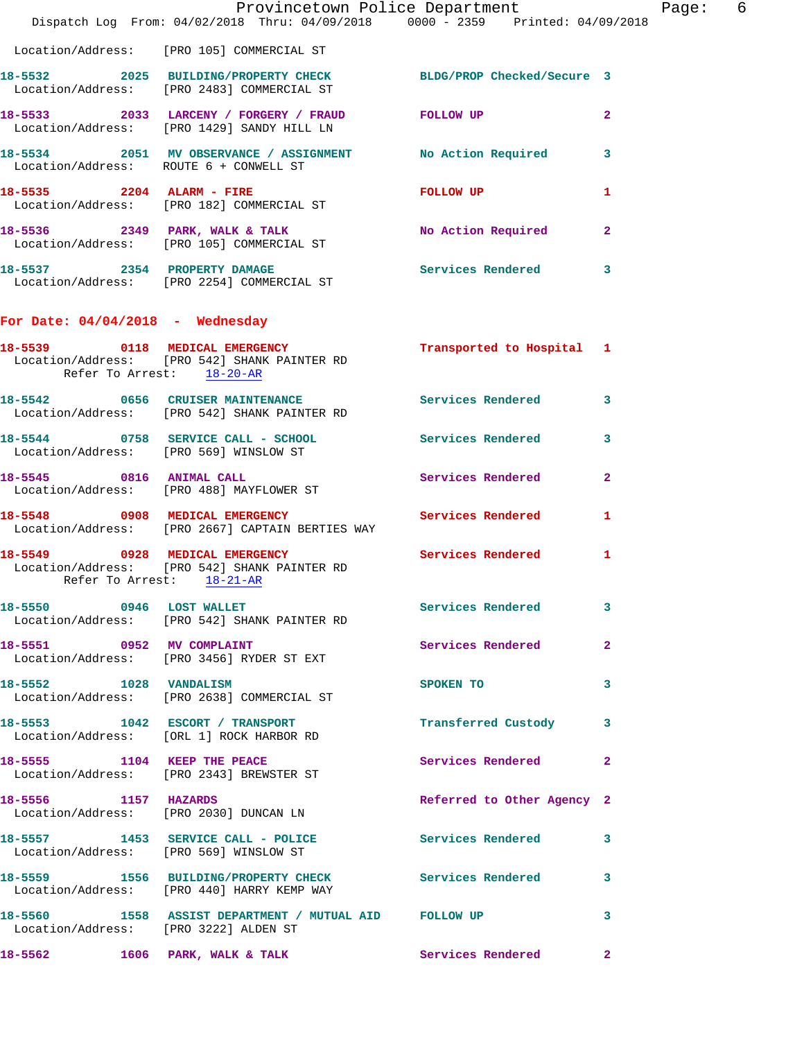Location/Address: [PRO 105] COMMERCIAL ST

**18-5532** 2025 BUILDING/PROPERTY CHECK — BLDG/PROP Checked/Secure 3
Location/Address: [PRO 2483] COMMERCIAL ST

**18-5533** 2033 LARCENY / FORGERY / FRAUD — FOLLOW UP 2
Location/Address: [PRO 1429] SANDY HILL LN

**18-5534** 2051 MV OBSERVANCE / ASSIGNMENT — No Action Required 3
Location/Address: ROUTE 6 + CONWELL ST

**18-5535** 2204 ALARM - FIRE — FOLLOW UP 1
Location/Address: [PRO 182] COMMERCIAL ST

**18-5536** 2349 PARK, WALK & TALK — No Action Required 2
Location/Address: [PRO 105] COMMERCIAL ST

**18-5537** 2354 PROPERTY DAMAGE — Services Rendered 3
Location/Address: [PRO 2254] COMMERCIAL ST

## For Date: 04/04/2018 - Wednesday

**18-5539** 0118 MEDICAL EMERGENCY — Transported to Hospital 1
Location/Address: [PRO 542] SHANK PAINTER RD
Refer To Arrest: 18-20-AR

**18-5542** 0656 CRUISER MAINTENANCE — Services Rendered 3
Location/Address: [PRO 542] SHANK PAINTER RD

**18-5544** 0758 SERVICE CALL - SCHOOL — Services Rendered 3
Location/Address: [PRO 569] WINSLOW ST

**18-5545** 0816 ANIMAL CALL — Services Rendered 2
Location/Address: [PRO 488] MAYFLOWER ST

**18-5548** 0908 MEDICAL EMERGENCY — Services Rendered 1
Location/Address: [PRO 2667] CAPTAIN BERTIES WAY

**18-5549** 0928 MEDICAL EMERGENCY — Services Rendered 1
Location/Address: [PRO 542] SHANK PAINTER RD
Refer To Arrest: 18-21-AR

**18-5550** 0946 LOST WALLET — Services Rendered 3
Location/Address: [PRO 542] SHANK PAINTER RD

**18-5551** 0952 MV COMPLAINT — Services Rendered 2
Location/Address: [PRO 3456] RYDER ST EXT

**18-5552** 1028 VANDALISM — SPOKEN TO 3
Location/Address: [PRO 2638] COMMERCIAL ST

**18-5553** 1042 ESCORT / TRANSPORT — Transferred Custody 3
Location/Address: [ORL 1] ROCK HARBOR RD

**18-5555** 1104 KEEP THE PEACE — Services Rendered 2
Location/Address: [PRO 2343] BREWSTER ST

**18-5556** 1157 HAZARDS — Referred to Other Agency 2
Location/Address: [PRO 2030] DUNCAN LN

**18-5557** 1453 SERVICE CALL - POLICE — Services Rendered 3
Location/Address: [PRO 569] WINSLOW ST

**18-5559** 1556 BUILDING/PROPERTY CHECK — Services Rendered 3
Location/Address: [PRO 440] HARRY KEMP WAY

**18-5560** 1558 ASSIST DEPARTMENT / MUTUAL AID — FOLLOW UP 3
Location/Address: [PRO 3222] ALDEN ST

**18-5562** 1606 PARK, WALK & TALK — Services Rendered 2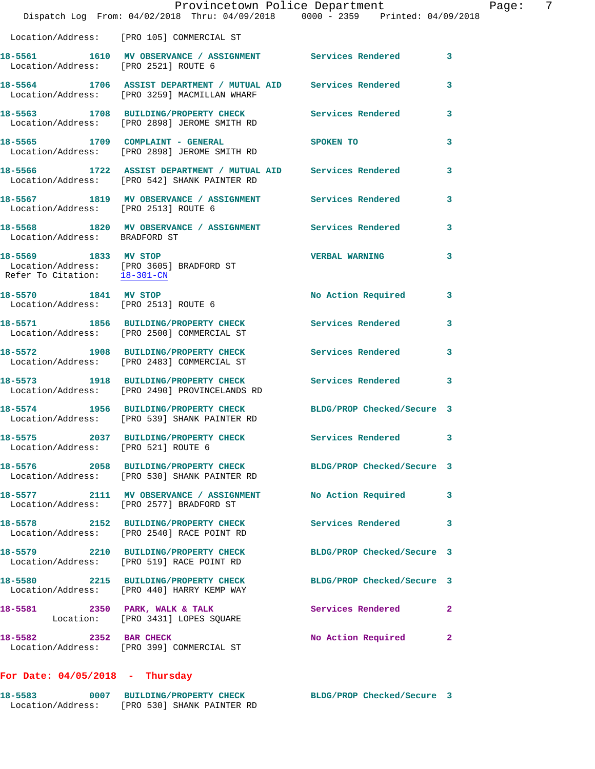Location/Address: [PRO 105] COMMERCIAL ST

**18-5561 1610 MV OBSERVANCE / ASSIGNMENT** Services Rendered 3
Location/Address: [PRO 2521] ROUTE 6

**18-5564 1706 ASSIST DEPARTMENT / MUTUAL AID** Services Rendered 3
Location/Address: [PRO 3259] MACMILLAN WHARF

**18-5563 1708 BUILDING/PROPERTY CHECK** Services Rendered 3
Location/Address: [PRO 2898] JEROME SMITH RD

**18-5565 1709 COMPLAINT - GENERAL** SPOKEN TO 3
Location/Address: [PRO 2898] JEROME SMITH RD

**18-5566 1722 ASSIST DEPARTMENT / MUTUAL AID** Services Rendered 3
Location/Address: [PRO 542] SHANK PAINTER RD

**18-5567 1819 MV OBSERVANCE / ASSIGNMENT** Services Rendered 3
Location/Address: [PRO 2513] ROUTE 6

**18-5568 1820 MV OBSERVANCE / ASSIGNMENT** Services Rendered 3
Location/Address: BRADFORD ST

**18-5569 1833 MV STOP** VERBAL WARNING 3
Location/Address: [PRO 3605] BRADFORD ST
Refer To Citation: 18-301-CN

**18-5570 1841 MV STOP** No Action Required 3
Location/Address: [PRO 2513] ROUTE 6

**18-5571 1856 BUILDING/PROPERTY CHECK** Services Rendered 3
Location/Address: [PRO 2500] COMMERCIAL ST

**18-5572 1908 BUILDING/PROPERTY CHECK** Services Rendered 3
Location/Address: [PRO 2483] COMMERCIAL ST

**18-5573 1918 BUILDING/PROPERTY CHECK** Services Rendered 3
Location/Address: [PRO 2490] PROVINCELANDS RD

**18-5574 1956 BUILDING/PROPERTY CHECK** BLDG/PROP Checked/Secure 3
Location/Address: [PRO 539] SHANK PAINTER RD

**18-5575 2037 BUILDING/PROPERTY CHECK** Services Rendered 3
Location/Address: [PRO 521] ROUTE 6

**18-5576 2058 BUILDING/PROPERTY CHECK** BLDG/PROP Checked/Secure 3
Location/Address: [PRO 530] SHANK PAINTER RD

**18-5577 2111 MV OBSERVANCE / ASSIGNMENT** No Action Required 3
Location/Address: [PRO 2577] BRADFORD ST

**18-5578 2152 BUILDING/PROPERTY CHECK** Services Rendered 3
Location/Address: [PRO 2540] RACE POINT RD

**18-5579 2210 BUILDING/PROPERTY CHECK** BLDG/PROP Checked/Secure 3
Location/Address: [PRO 519] RACE POINT RD

**18-5580 2215 BUILDING/PROPERTY CHECK** BLDG/PROP Checked/Secure 3
Location/Address: [PRO 440] HARRY KEMP WAY

**18-5581 2350 PARK, WALK & TALK** Services Rendered 2
Location: [PRO 3431] LOPES SQUARE

**18-5582 2352 BAR CHECK** No Action Required 2
Location/Address: [PRO 399] COMMERCIAL ST

## For Date: 04/05/2018 - Thursday

**18-5583 0007 BUILDING/PROPERTY CHECK** BLDG/PROP Checked/Secure 3
Location/Address: [PRO 530] SHANK PAINTER RD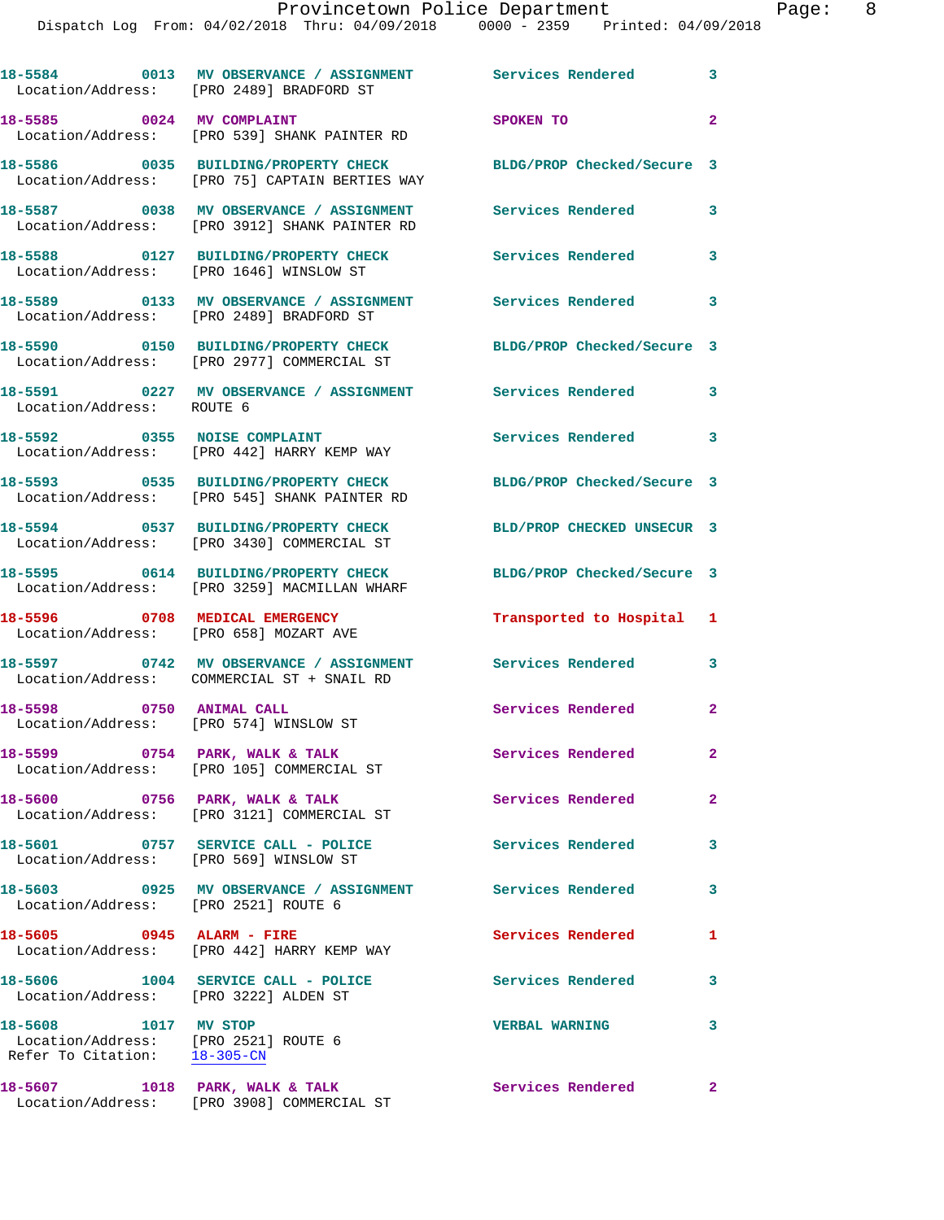18-5584 0013 MV OBSERVANCE / ASSIGNMENT Services Rendered 3
Location/Address: [PRO 2489] BRADFORD ST

18-5585 0024 MV COMPLAINT SPOKEN TO 2
Location/Address: [PRO 539] SHANK PAINTER RD

18-5586 0035 BUILDING/PROPERTY CHECK BLDG/PROP Checked/Secure 3
Location/Address: [PRO 75] CAPTAIN BERTIES WAY

18-5587 0038 MV OBSERVANCE / ASSIGNMENT Services Rendered 3
Location/Address: [PRO 3912] SHANK PAINTER RD

18-5588 0127 BUILDING/PROPERTY CHECK Services Rendered 3
Location/Address: [PRO 1646] WINSLOW ST

18-5589 0133 MV OBSERVANCE / ASSIGNMENT Services Rendered 3
Location/Address: [PRO 2489] BRADFORD ST

18-5590 0150 BUILDING/PROPERTY CHECK BLDG/PROP Checked/Secure 3
Location/Address: [PRO 2977] COMMERCIAL ST

18-5591 0227 MV OBSERVANCE / ASSIGNMENT Services Rendered 3
Location/Address: ROUTE 6

18-5592 0355 NOISE COMPLAINT Services Rendered 3
Location/Address: [PRO 442] HARRY KEMP WAY

18-5593 0535 BUILDING/PROPERTY CHECK BLDG/PROP Checked/Secure 3
Location/Address: [PRO 545] SHANK PAINTER RD

18-5594 0537 BUILDING/PROPERTY CHECK BLD/PROP CHECKED UNSECUR 3
Location/Address: [PRO 3430] COMMERCIAL ST

18-5595 0614 BUILDING/PROPERTY CHECK BLDG/PROP Checked/Secure 3
Location/Address: [PRO 3259] MACMILLAN WHARF

18-5596 0708 MEDICAL EMERGENCY Transported to Hospital 1
Location/Address: [PRO 658] MOZART AVE

18-5597 0742 MV OBSERVANCE / ASSIGNMENT Services Rendered 3
Location/Address: COMMERCIAL ST + SNAIL RD

18-5598 0750 ANIMAL CALL Services Rendered 2
Location/Address: [PRO 574] WINSLOW ST

18-5599 0754 PARK, WALK & TALK Services Rendered 2
Location/Address: [PRO 105] COMMERCIAL ST

18-5600 0756 PARK, WALK & TALK Services Rendered 2
Location/Address: [PRO 3121] COMMERCIAL ST

18-5601 0757 SERVICE CALL - POLICE Services Rendered 3
Location/Address: [PRO 569] WINSLOW ST

18-5603 0925 MV OBSERVANCE / ASSIGNMENT Services Rendered 3
Location/Address: [PRO 2521] ROUTE 6

18-5605 0945 ALARM - FIRE Services Rendered 1
Location/Address: [PRO 442] HARRY KEMP WAY

18-5606 1004 SERVICE CALL - POLICE Services Rendered 3
Location/Address: [PRO 3222] ALDEN ST

18-5608 1017 MV STOP VERBAL WARNING 3
Location/Address: [PRO 2521] ROUTE 6
Refer To Citation: 18-305-CN

18-5607 1018 PARK, WALK & TALK Services Rendered 2
Location/Address: [PRO 3908] COMMERCIAL ST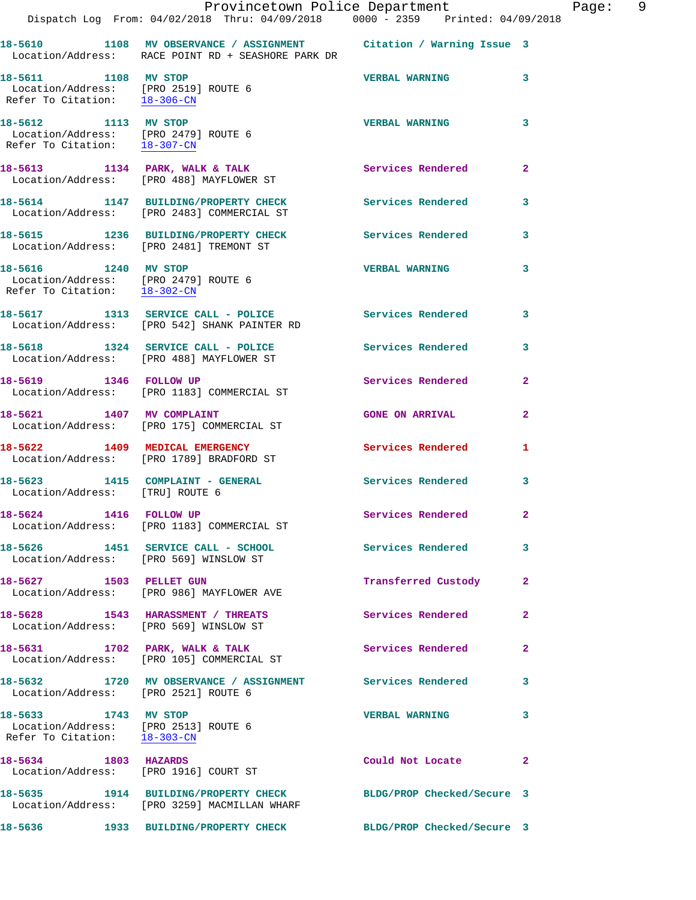18-5610 1108 MV OBSERVANCE / ASSIGNMENT Citation / Warning Issue 3
Location/Address: RACE POINT RD + SEASHORE PARK DR

18-5611 1108 MV STOP VERBAL WARNING 3
Location/Address: [PRO 2519] ROUTE 6
Refer To Citation: 18-306-CN

18-5612 1113 MV STOP VERBAL WARNING 3
Location/Address: [PRO 2479] ROUTE 6
Refer To Citation: 18-307-CN

18-5613 1134 PARK, WALK & TALK Services Rendered 2
Location/Address: [PRO 488] MAYFLOWER ST

18-5614 1147 BUILDING/PROPERTY CHECK Services Rendered 3
Location/Address: [PRO 2483] COMMERCIAL ST

18-5615 1236 BUILDING/PROPERTY CHECK Services Rendered 3
Location/Address: [PRO 2481] TREMONT ST

18-5616 1240 MV STOP VERBAL WARNING 3
Location/Address: [PRO 2479] ROUTE 6
Refer To Citation: 18-302-CN

18-5617 1313 SERVICE CALL - POLICE Services Rendered 3
Location/Address: [PRO 542] SHANK PAINTER RD

18-5618 1324 SERVICE CALL - POLICE Services Rendered 3
Location/Address: [PRO 488] MAYFLOWER ST

18-5619 1346 FOLLOW UP Services Rendered 2
Location/Address: [PRO 1183] COMMERCIAL ST

18-5621 1407 MV COMPLAINT GONE ON ARRIVAL 2
Location/Address: [PRO 175] COMMERCIAL ST

18-5622 1409 MEDICAL EMERGENCY Services Rendered 1
Location/Address: [PRO 1789] BRADFORD ST

18-5623 1415 COMPLAINT - GENERAL Services Rendered 3
Location/Address: [TRU] ROUTE 6

18-5624 1416 FOLLOW UP Services Rendered 2
Location/Address: [PRO 1183] COMMERCIAL ST

18-5626 1451 SERVICE CALL - SCHOOL Services Rendered 3
Location/Address: [PRO 569] WINSLOW ST

18-5627 1503 PELLET GUN Transferred Custody 2
Location/Address: [PRO 986] MAYFLOWER AVE

18-5628 1543 HARASSMENT / THREATS Services Rendered 2
Location/Address: [PRO 569] WINSLOW ST

18-5631 1702 PARK, WALK & TALK Services Rendered 2
Location/Address: [PRO 105] COMMERCIAL ST

18-5632 1720 MV OBSERVANCE / ASSIGNMENT Services Rendered 3
Location/Address: [PRO 2521] ROUTE 6

18-5633 1743 MV STOP VERBAL WARNING 3
Location/Address: [PRO 2513] ROUTE 6
Refer To Citation: 18-303-CN

18-5634 1803 HAZARDS Could Not Locate 2
Location/Address: [PRO 1916] COURT ST

18-5635 1914 BUILDING/PROPERTY CHECK BLDG/PROP Checked/Secure 3
Location/Address: [PRO 3259] MACMILLAN WHARF

18-5636 1933 BUILDING/PROPERTY CHECK BLDG/PROP Checked/Secure 3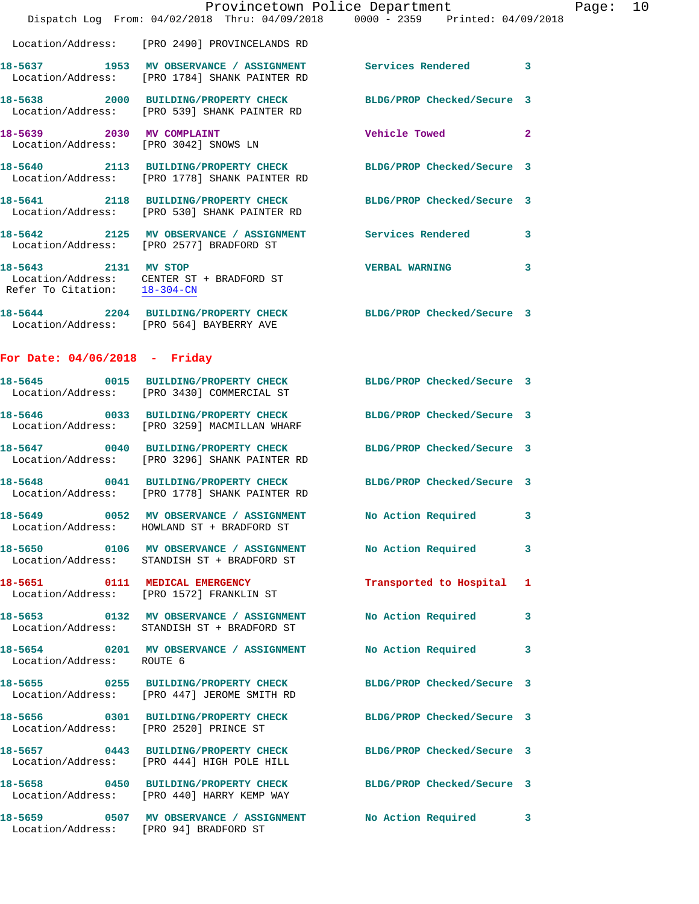Location/Address: [PRO 2490] PROVINCELANDS RD

**18-5637** 1953 MV OBSERVANCE / ASSIGNMENT Services Rendered 3
Location/Address: [PRO 1784] SHANK PAINTER RD

**18-5638** 2000 BUILDING/PROPERTY CHECK BLDG/PROP Checked/Secure 3
Location/Address: [PRO 539] SHANK PAINTER RD

**18-5639** 2030 MV COMPLAINT Vehicle Towed 2
Location/Address: [PRO 3042] SNOWS LN

**18-5640** 2113 BUILDING/PROPERTY CHECK BLDG/PROP Checked/Secure 3
Location/Address: [PRO 1778] SHANK PAINTER RD

**18-5641** 2118 BUILDING/PROPERTY CHECK BLDG/PROP Checked/Secure 3
Location/Address: [PRO 530] SHANK PAINTER RD

**18-5642** 2125 MV OBSERVANCE / ASSIGNMENT Services Rendered 3
Location/Address: [PRO 2577] BRADFORD ST

**18-5643** 2131 MV STOP VERBAL WARNING 3
Location/Address: CENTER ST + BRADFORD ST
Refer To Citation: 18-304-CN

**18-5644** 2204 BUILDING/PROPERTY CHECK BLDG/PROP Checked/Secure 3
Location/Address: [PRO 564] BAYBERRY AVE

## For Date: 04/06/2018 - Friday

**18-5645** 0015 BUILDING/PROPERTY CHECK BLDG/PROP Checked/Secure 3
Location/Address: [PRO 3430] COMMERCIAL ST

**18-5646** 0033 BUILDING/PROPERTY CHECK BLDG/PROP Checked/Secure 3
Location/Address: [PRO 3259] MACMILLAN WHARF

**18-5647** 0040 BUILDING/PROPERTY CHECK BLDG/PROP Checked/Secure 3
Location/Address: [PRO 3296] SHANK PAINTER RD

**18-5648** 0041 BUILDING/PROPERTY CHECK BLDG/PROP Checked/Secure 3
Location/Address: [PRO 1778] SHANK PAINTER RD

**18-5649** 0052 MV OBSERVANCE / ASSIGNMENT No Action Required 3
Location/Address: HOWLAND ST + BRADFORD ST

**18-5650** 0106 MV OBSERVANCE / ASSIGNMENT No Action Required 3
Location/Address: STANDISH ST + BRADFORD ST

**18-5651** 0111 MEDICAL EMERGENCY Transported to Hospital 1
Location/Address: [PRO 1572] FRANKLIN ST

**18-5653** 0132 MV OBSERVANCE / ASSIGNMENT No Action Required 3
Location/Address: STANDISH ST + BRADFORD ST

**18-5654** 0201 MV OBSERVANCE / ASSIGNMENT No Action Required 3
Location/Address: ROUTE 6

**18-5655** 0255 BUILDING/PROPERTY CHECK BLDG/PROP Checked/Secure 3
Location/Address: [PRO 447] JEROME SMITH RD

**18-5656** 0301 BUILDING/PROPERTY CHECK BLDG/PROP Checked/Secure 3
Location/Address: [PRO 2520] PRINCE ST

**18-5657** 0443 BUILDING/PROPERTY CHECK BLDG/PROP Checked/Secure 3
Location/Address: [PRO 444] HIGH POLE HILL

**18-5658** 0450 BUILDING/PROPERTY CHECK BLDG/PROP Checked/Secure 3
Location/Address: [PRO 440] HARRY KEMP WAY

**18-5659** 0507 MV OBSERVANCE / ASSIGNMENT No Action Required 3
Location/Address: [PRO 94] BRADFORD ST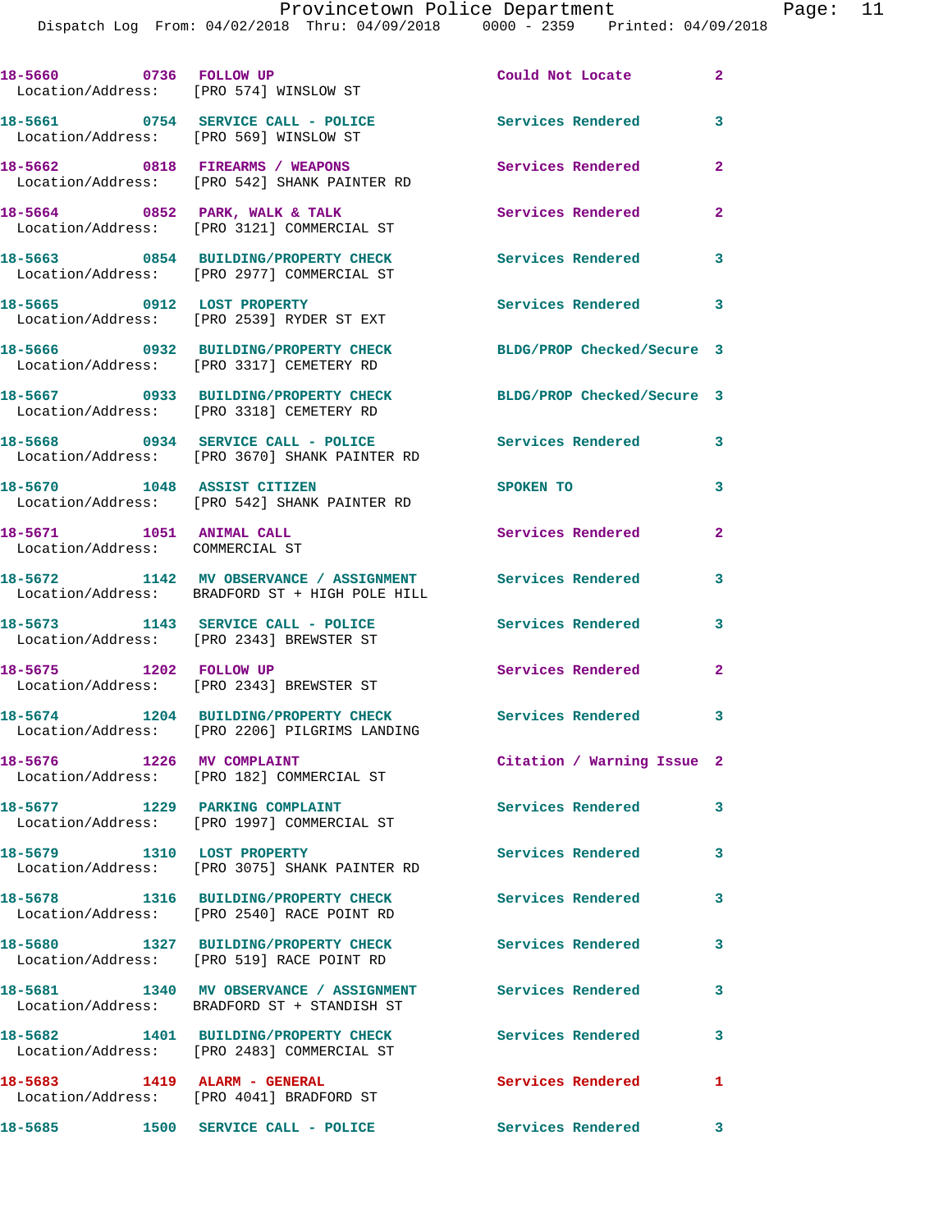18-5660 0736 FOLLOW UP Could Not Locate 2
Location/Address: [PRO 574] WINSLOW ST

18-5661 0754 SERVICE CALL - POLICE Services Rendered 3
Location/Address: [PRO 569] WINSLOW ST

18-5662 0818 FIREARMS / WEAPONS Services Rendered 2
Location/Address: [PRO 542] SHANK PAINTER RD

18-5664 0852 PARK, WALK & TALK Services Rendered 2
Location/Address: [PRO 3121] COMMERCIAL ST

18-5663 0854 BUILDING/PROPERTY CHECK Services Rendered 3
Location/Address: [PRO 2977] COMMERCIAL ST

18-5665 0912 LOST PROPERTY Services Rendered 3
Location/Address: [PRO 2539] RYDER ST EXT

18-5666 0932 BUILDING/PROPERTY CHECK BLDG/PROP Checked/Secure 3
Location/Address: [PRO 3317] CEMETERY RD

18-5667 0933 BUILDING/PROPERTY CHECK BLDG/PROP Checked/Secure 3
Location/Address: [PRO 3318] CEMETERY RD

18-5668 0934 SERVICE CALL - POLICE Services Rendered 3
Location/Address: [PRO 3670] SHANK PAINTER RD

18-5670 1048 ASSIST CITIZEN SPOKEN TO 3
Location/Address: [PRO 542] SHANK PAINTER RD

18-5671 1051 ANIMAL CALL Services Rendered 2
Location/Address: COMMERCIAL ST

18-5672 1142 MV OBSERVANCE / ASSIGNMENT Services Rendered 3
Location/Address: BRADFORD ST + HIGH POLE HILL

18-5673 1143 SERVICE CALL - POLICE Services Rendered 3
Location/Address: [PRO 2343] BREWSTER ST

18-5675 1202 FOLLOW UP Services Rendered 2
Location/Address: [PRO 2343] BREWSTER ST

18-5674 1204 BUILDING/PROPERTY CHECK Services Rendered 3
Location/Address: [PRO 2206] PILGRIMS LANDING

18-5676 1226 MV COMPLAINT Citation / Warning Issue 2
Location/Address: [PRO 182] COMMERCIAL ST

18-5677 1229 PARKING COMPLAINT Services Rendered 3
Location/Address: [PRO 1997] COMMERCIAL ST

18-5679 1310 LOST PROPERTY Services Rendered 3
Location/Address: [PRO 3075] SHANK PAINTER RD

18-5678 1316 BUILDING/PROPERTY CHECK Services Rendered 3
Location/Address: [PRO 2540] RACE POINT RD

18-5680 1327 BUILDING/PROPERTY CHECK Services Rendered 3
Location/Address: [PRO 519] RACE POINT RD

18-5681 1340 MV OBSERVANCE / ASSIGNMENT Services Rendered 3
Location/Address: BRADFORD ST + STANDISH ST

18-5682 1401 BUILDING/PROPERTY CHECK Services Rendered 3
Location/Address: [PRO 2483] COMMERCIAL ST

18-5683 1419 ALARM - GENERAL Services Rendered 1
Location/Address: [PRO 4041] BRADFORD ST

18-5685 1500 SERVICE CALL - POLICE Services Rendered 3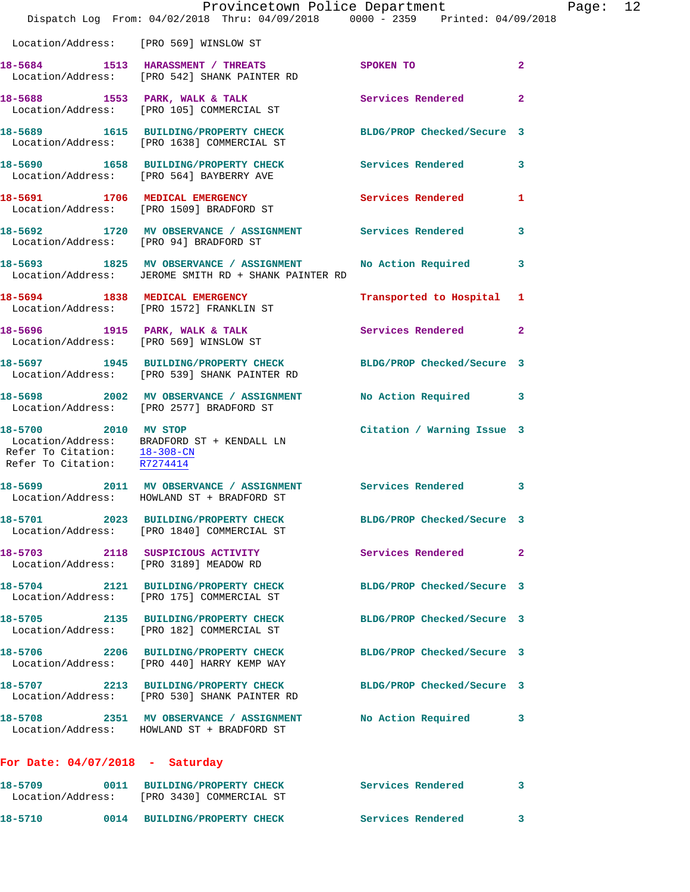Location/Address: [PRO 569] WINSLOW ST

18-5684 1513 HARASSMENT / THREATS SPOKEN TO 2
Location/Address: [PRO 542] SHANK PAINTER RD

18-5688 1553 PARK, WALK & TALK Services Rendered 2
Location/Address: [PRO 105] COMMERCIAL ST

18-5689 1615 BUILDING/PROPERTY CHECK BLDG/PROP Checked/Secure 3
Location/Address: [PRO 1638] COMMERCIAL ST

18-5690 1658 BUILDING/PROPERTY CHECK Services Rendered 3
Location/Address: [PRO 564] BAYBERRY AVE

18-5691 1706 MEDICAL EMERGENCY Services Rendered 1
Location/Address: [PRO 1509] BRADFORD ST

18-5692 1720 MV OBSERVANCE / ASSIGNMENT Services Rendered 3
Location/Address: [PRO 94] BRADFORD ST

18-5693 1825 MV OBSERVANCE / ASSIGNMENT No Action Required 3
Location/Address: JEROME SMITH RD + SHANK PAINTER RD

18-5694 1838 MEDICAL EMERGENCY Transported to Hospital 1
Location/Address: [PRO 1572] FRANKLIN ST

18-5696 1915 PARK, WALK & TALK Services Rendered 2
Location/Address: [PRO 569] WINSLOW ST

18-5697 1945 BUILDING/PROPERTY CHECK BLDG/PROP Checked/Secure 3
Location/Address: [PRO 539] SHANK PAINTER RD

18-5698 2002 MV OBSERVANCE / ASSIGNMENT No Action Required 3
Location/Address: [PRO 2577] BRADFORD ST

18-5700 2010 MV STOP Citation / Warning Issue 3
Location/Address: BRADFORD ST + KENDALL LN
Refer To Citation: 18-308-CN
Refer To Citation: R7274414

18-5699 2011 MV OBSERVANCE / ASSIGNMENT Services Rendered 3
Location/Address: HOWLAND ST + BRADFORD ST

18-5701 2023 BUILDING/PROPERTY CHECK BLDG/PROP Checked/Secure 3
Location/Address: [PRO 1840] COMMERCIAL ST

18-5703 2118 SUSPICIOUS ACTIVITY Services Rendered 2
Location/Address: [PRO 3189] MEADOW RD

18-5704 2121 BUILDING/PROPERTY CHECK BLDG/PROP Checked/Secure 3
Location/Address: [PRO 175] COMMERCIAL ST

18-5705 2135 BUILDING/PROPERTY CHECK BLDG/PROP Checked/Secure 3
Location/Address: [PRO 182] COMMERCIAL ST

18-5706 2206 BUILDING/PROPERTY CHECK BLDG/PROP Checked/Secure 3
Location/Address: [PRO 440] HARRY KEMP WAY

18-5707 2213 BUILDING/PROPERTY CHECK BLDG/PROP Checked/Secure 3
Location/Address: [PRO 530] SHANK PAINTER RD

18-5708 2351 MV OBSERVANCE / ASSIGNMENT No Action Required 3
Location/Address: HOWLAND ST + BRADFORD ST

## For Date: 04/07/2018 - Saturday

18-5709 0011 BUILDING/PROPERTY CHECK Services Rendered 3
Location/Address: [PRO 3430] COMMERCIAL ST

18-5710 0014 BUILDING/PROPERTY CHECK Services Rendered 3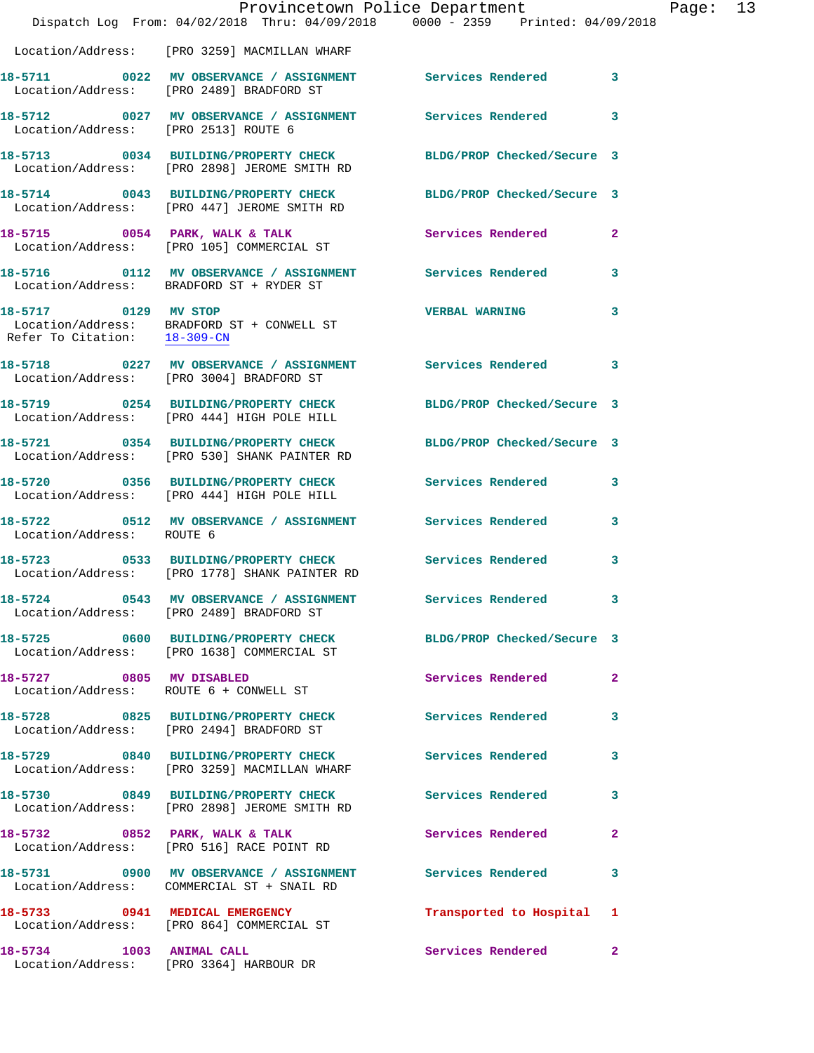Location/Address: [PRO 3259] MACMILLAN WHARF

18-5711 0022 MV OBSERVANCE / ASSIGNMENT Services Rendered 3
Location/Address: [PRO 2489] BRADFORD ST

18-5712 0027 MV OBSERVANCE / ASSIGNMENT Services Rendered 3
Location/Address: [PRO 2513] ROUTE 6

18-5713 0034 BUILDING/PROPERTY CHECK BLDG/PROP Checked/Secure 3
Location/Address: [PRO 2898] JEROME SMITH RD

18-5714 0043 BUILDING/PROPERTY CHECK BLDG/PROP Checked/Secure 3
Location/Address: [PRO 447] JEROME SMITH RD

18-5715 0054 PARK, WALK & TALK Services Rendered 2
Location/Address: [PRO 105] COMMERCIAL ST

18-5716 0112 MV OBSERVANCE / ASSIGNMENT Services Rendered 3
Location/Address: BRADFORD ST + RYDER ST

18-5717 0129 MV STOP VERBAL WARNING 3
Location/Address: BRADFORD ST + CONWELL ST
Refer To Citation: 18-309-CN

18-5718 0227 MV OBSERVANCE / ASSIGNMENT Services Rendered 3
Location/Address: [PRO 3004] BRADFORD ST

18-5719 0254 BUILDING/PROPERTY CHECK BLDG/PROP Checked/Secure 3
Location/Address: [PRO 444] HIGH POLE HILL

18-5721 0354 BUILDING/PROPERTY CHECK BLDG/PROP Checked/Secure 3
Location/Address: [PRO 530] SHANK PAINTER RD

18-5720 0356 BUILDING/PROPERTY CHECK Services Rendered 3
Location/Address: [PRO 444] HIGH POLE HILL

18-5722 0512 MV OBSERVANCE / ASSIGNMENT Services Rendered 3
Location/Address: ROUTE 6

18-5723 0533 BUILDING/PROPERTY CHECK Services Rendered 3
Location/Address: [PRO 1778] SHANK PAINTER RD

18-5724 0543 MV OBSERVANCE / ASSIGNMENT Services Rendered 3
Location/Address: [PRO 2489] BRADFORD ST

18-5725 0600 BUILDING/PROPERTY CHECK BLDG/PROP Checked/Secure 3
Location/Address: [PRO 1638] COMMERCIAL ST

18-5727 0805 MV DISABLED Services Rendered 2
Location/Address: ROUTE 6 + CONWELL ST

18-5728 0825 BUILDING/PROPERTY CHECK Services Rendered 3
Location/Address: [PRO 2494] BRADFORD ST

18-5729 0840 BUILDING/PROPERTY CHECK Services Rendered 3
Location/Address: [PRO 3259] MACMILLAN WHARF

18-5730 0849 BUILDING/PROPERTY CHECK Services Rendered 3
Location/Address: [PRO 2898] JEROME SMITH RD

18-5732 0852 PARK, WALK & TALK Services Rendered 2
Location/Address: [PRO 516] RACE POINT RD

18-5731 0900 MV OBSERVANCE / ASSIGNMENT Services Rendered 3
Location/Address: COMMERCIAL ST + SNAIL RD

18-5733 0941 MEDICAL EMERGENCY Transported to Hospital 1
Location/Address: [PRO 864] COMMERCIAL ST

18-5734 1003 ANIMAL CALL Services Rendered 2
Location/Address: [PRO 3364] HARBOUR DR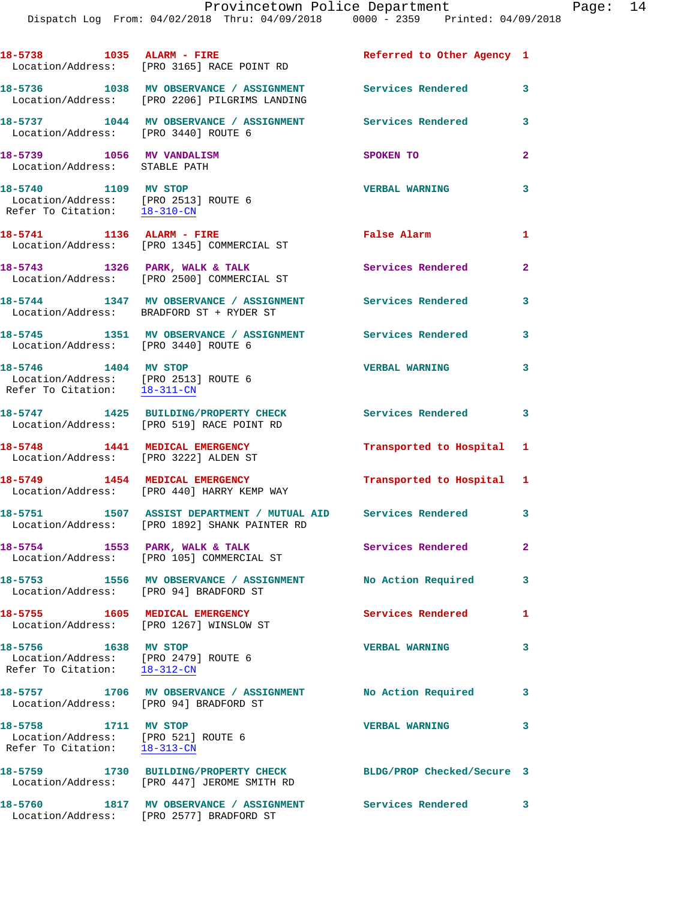18-5738 1035 ALARM - FIRE Referred to Other Agency 1
Location/Address: [PRO 3165] RACE POINT RD

18-5736 1038 MV OBSERVANCE / ASSIGNMENT Services Rendered 3
Location/Address: [PRO 2206] PILGRIMS LANDING

18-5737 1044 MV OBSERVANCE / ASSIGNMENT Services Rendered 3
Location/Address: [PRO 3440] ROUTE 6

18-5739 1056 MV VANDALISM SPOKEN TO 2
Location/Address: STABLE PATH

18-5740 1109 MV STOP VERBAL WARNING 3
Location/Address: [PRO 2513] ROUTE 6
Refer To Citation: 18-310-CN

18-5741 1136 ALARM - FIRE False Alarm 1
Location/Address: [PRO 1345] COMMERCIAL ST

18-5743 1326 PARK, WALK & TALK Services Rendered 2
Location/Address: [PRO 2500] COMMERCIAL ST

18-5744 1347 MV OBSERVANCE / ASSIGNMENT Services Rendered 3
Location/Address: BRADFORD ST + RYDER ST

18-5745 1351 MV OBSERVANCE / ASSIGNMENT Services Rendered 3
Location/Address: [PRO 3440] ROUTE 6

18-5746 1404 MV STOP VERBAL WARNING 3
Location/Address: [PRO 2513] ROUTE 6
Refer To Citation: 18-311-CN

18-5747 1425 BUILDING/PROPERTY CHECK Services Rendered 3
Location/Address: [PRO 519] RACE POINT RD

18-5748 1441 MEDICAL EMERGENCY Transported to Hospital 1
Location/Address: [PRO 3222] ALDEN ST

18-5749 1454 MEDICAL EMERGENCY Transported to Hospital 1
Location/Address: [PRO 440] HARRY KEMP WAY

18-5751 1507 ASSIST DEPARTMENT / MUTUAL AID Services Rendered 3
Location/Address: [PRO 1892] SHANK PAINTER RD

18-5754 1553 PARK, WALK & TALK Services Rendered 2
Location/Address: [PRO 105] COMMERCIAL ST

18-5753 1556 MV OBSERVANCE / ASSIGNMENT No Action Required 3
Location/Address: [PRO 94] BRADFORD ST

18-5755 1605 MEDICAL EMERGENCY Services Rendered 1
Location/Address: [PRO 1267] WINSLOW ST

18-5756 1638 MV STOP VERBAL WARNING 3
Location/Address: [PRO 2479] ROUTE 6
Refer To Citation: 18-312-CN

18-5757 1706 MV OBSERVANCE / ASSIGNMENT No Action Required 3
Location/Address: [PRO 94] BRADFORD ST

18-5758 1711 MV STOP VERBAL WARNING 3
Location/Address: [PRO 521] ROUTE 6
Refer To Citation: 18-313-CN

18-5759 1730 BUILDING/PROPERTY CHECK BLDG/PROP Checked/Secure 3
Location/Address: [PRO 447] JEROME SMITH RD

18-5760 1817 MV OBSERVANCE / ASSIGNMENT Services Rendered 3
Location/Address: [PRO 2577] BRADFORD ST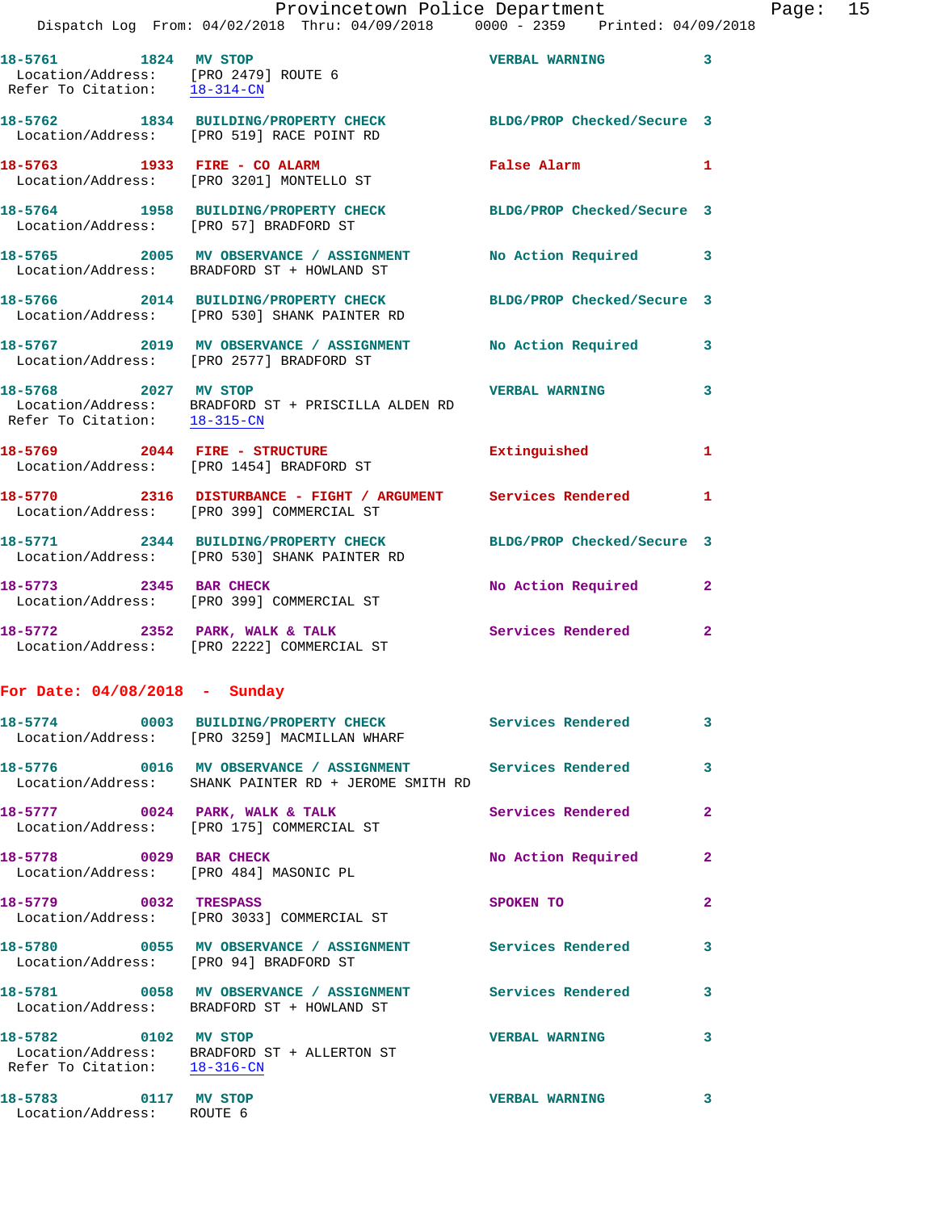18-5761 1824 **MV STOP** VERBAL WARNING 3
Location/Address: [PRO 2479] ROUTE 6
Refer To Citation: 18-314-CN

18-5762 1834 **BUILDING/PROPERTY CHECK** BLDG/PROP Checked/Secure 3
Location/Address: [PRO 519] RACE POINT RD

18-5763 1933 **FIRE - CO ALARM** False Alarm 1
Location/Address: [PRO 3201] MONTELLO ST

18-5764 1958 **BUILDING/PROPERTY CHECK** BLDG/PROP Checked/Secure 3
Location/Address: [PRO 57] BRADFORD ST

18-5765 2005 **MV OBSERVANCE / ASSIGNMENT** No Action Required 3
Location/Address: BRADFORD ST + HOWLAND ST

18-5766 2014 **BUILDING/PROPERTY CHECK** BLDG/PROP Checked/Secure 3
Location/Address: [PRO 530] SHANK PAINTER RD

18-5767 2019 **MV OBSERVANCE / ASSIGNMENT** No Action Required 3
Location/Address: [PRO 2577] BRADFORD ST

18-5768 2027 **MV STOP** VERBAL WARNING 3
Location/Address: BRADFORD ST + PRISCILLA ALDEN RD
Refer To Citation: 18-315-CN

18-5769 2044 **FIRE - STRUCTURE** Extinguished 1
Location/Address: [PRO 1454] BRADFORD ST

18-5770 2316 **DISTURBANCE - FIGHT / ARGUMENT** Services Rendered 1
Location/Address: [PRO 399] COMMERCIAL ST

18-5771 2344 **BUILDING/PROPERTY CHECK** BLDG/PROP Checked/Secure 3
Location/Address: [PRO 530] SHANK PAINTER RD

18-5773 2345 **BAR CHECK** No Action Required 2
Location/Address: [PRO 399] COMMERCIAL ST

18-5772 2352 **PARK, WALK & TALK** Services Rendered 2
Location/Address: [PRO 2222] COMMERCIAL ST

## For Date: 04/08/2018 - Sunday

18-5774 0003 **BUILDING/PROPERTY CHECK** Services Rendered 3
Location/Address: [PRO 3259] MACMILLAN WHARF

18-5776 0016 **MV OBSERVANCE / ASSIGNMENT** Services Rendered 3
Location/Address: SHANK PAINTER RD + JEROME SMITH RD

18-5777 0024 **PARK, WALK & TALK** Services Rendered 2
Location/Address: [PRO 175] COMMERCIAL ST

18-5778 0029 **BAR CHECK** No Action Required 2
Location/Address: [PRO 484] MASONIC PL

18-5779 0032 **TRESPASS** SPOKEN TO 2
Location/Address: [PRO 3033] COMMERCIAL ST

18-5780 0055 **MV OBSERVANCE / ASSIGNMENT** Services Rendered 3
Location/Address: [PRO 94] BRADFORD ST

18-5781 0058 **MV OBSERVANCE / ASSIGNMENT** Services Rendered 3
Location/Address: BRADFORD ST + HOWLAND ST

18-5782 0102 **MV STOP** VERBAL WARNING 3
Location/Address: BRADFORD ST + ALLERTON ST
Refer To Citation: 18-316-CN

18-5783 0117 **MV STOP** VERBAL WARNING 3
Location/Address: ROUTE 6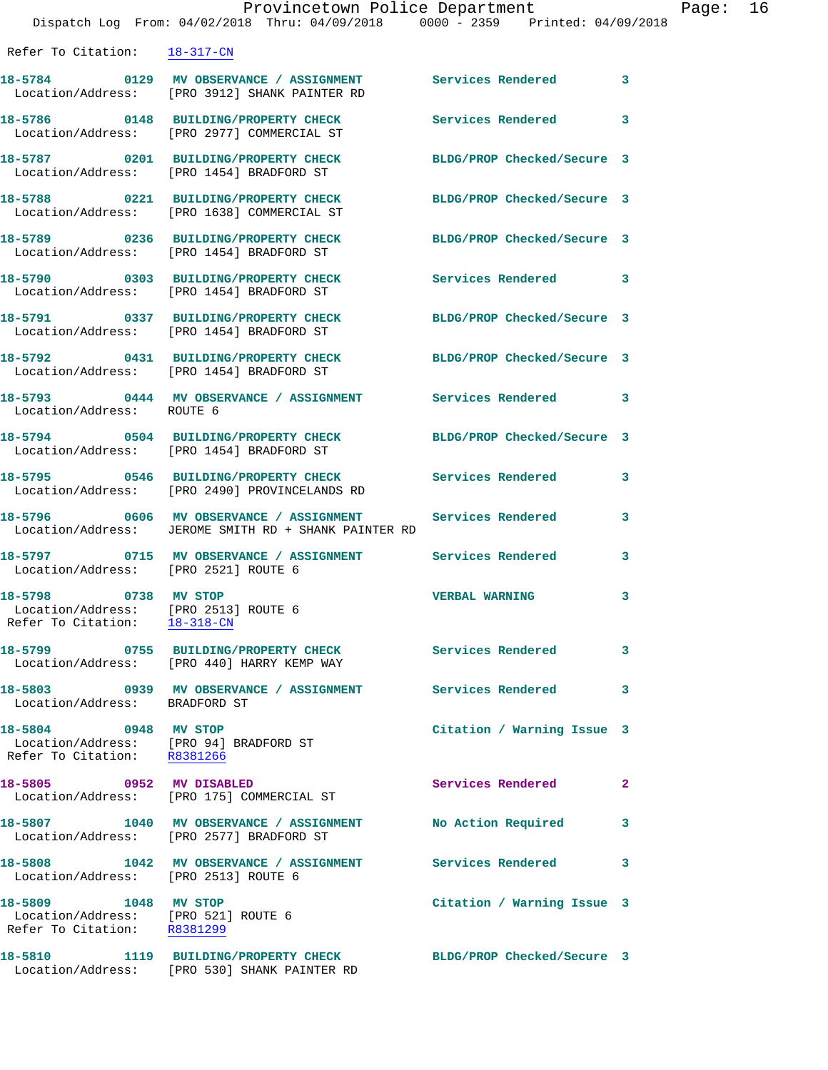Refer To Citation: 18-317-CN

18-5784 0129 MV OBSERVANCE / ASSIGNMENT Services Rendered 3
Location/Address: [PRO 3912] SHANK PAINTER RD

18-5786 0148 BUILDING/PROPERTY CHECK Services Rendered 3
Location/Address: [PRO 2977] COMMERCIAL ST

18-5787 0201 BUILDING/PROPERTY CHECK BLDG/PROP Checked/Secure 3
Location/Address: [PRO 1454] BRADFORD ST

18-5788 0221 BUILDING/PROPERTY CHECK BLDG/PROP Checked/Secure 3
Location/Address: [PRO 1638] COMMERCIAL ST

18-5789 0236 BUILDING/PROPERTY CHECK BLDG/PROP Checked/Secure 3
Location/Address: [PRO 1454] BRADFORD ST

18-5790 0303 BUILDING/PROPERTY CHECK Services Rendered 3
Location/Address: [PRO 1454] BRADFORD ST

18-5791 0337 BUILDING/PROPERTY CHECK BLDG/PROP Checked/Secure 3
Location/Address: [PRO 1454] BRADFORD ST

18-5792 0431 BUILDING/PROPERTY CHECK BLDG/PROP Checked/Secure 3
Location/Address: [PRO 1454] BRADFORD ST

18-5793 0444 MV OBSERVANCE / ASSIGNMENT Services Rendered 3
Location/Address: ROUTE 6

18-5794 0504 BUILDING/PROPERTY CHECK BLDG/PROP Checked/Secure 3
Location/Address: [PRO 1454] BRADFORD ST

18-5795 0546 BUILDING/PROPERTY CHECK Services Rendered 3
Location/Address: [PRO 2490] PROVINCELANDS RD

18-5796 0606 MV OBSERVANCE / ASSIGNMENT Services Rendered 3
Location/Address: JEROME SMITH RD + SHANK PAINTER RD

18-5797 0715 MV OBSERVANCE / ASSIGNMENT Services Rendered 3
Location/Address: [PRO 2521] ROUTE 6

18-5798 0738 MV STOP VERBAL WARNING 3
Location/Address: [PRO 2513] ROUTE 6
Refer To Citation: 18-318-CN

18-5799 0755 BUILDING/PROPERTY CHECK Services Rendered 3
Location/Address: [PRO 440] HARRY KEMP WAY

18-5803 0939 MV OBSERVANCE / ASSIGNMENT Services Rendered 3
Location/Address: BRADFORD ST

18-5804 0948 MV STOP Citation / Warning Issue 3
Location/Address: [PRO 94] BRADFORD ST
Refer To Citation: R8381266

18-5805 0952 MV DISABLED Services Rendered 2
Location/Address: [PRO 175] COMMERCIAL ST

18-5807 1040 MV OBSERVANCE / ASSIGNMENT No Action Required 3
Location/Address: [PRO 2577] BRADFORD ST

18-5808 1042 MV OBSERVANCE / ASSIGNMENT Services Rendered 3
Location/Address: [PRO 2513] ROUTE 6

18-5809 1048 MV STOP Citation / Warning Issue 3
Location/Address: [PRO 521] ROUTE 6
Refer To Citation: R8381299

18-5810 1119 BUILDING/PROPERTY CHECK BLDG/PROP Checked/Secure 3
Location/Address: [PRO 530] SHANK PAINTER RD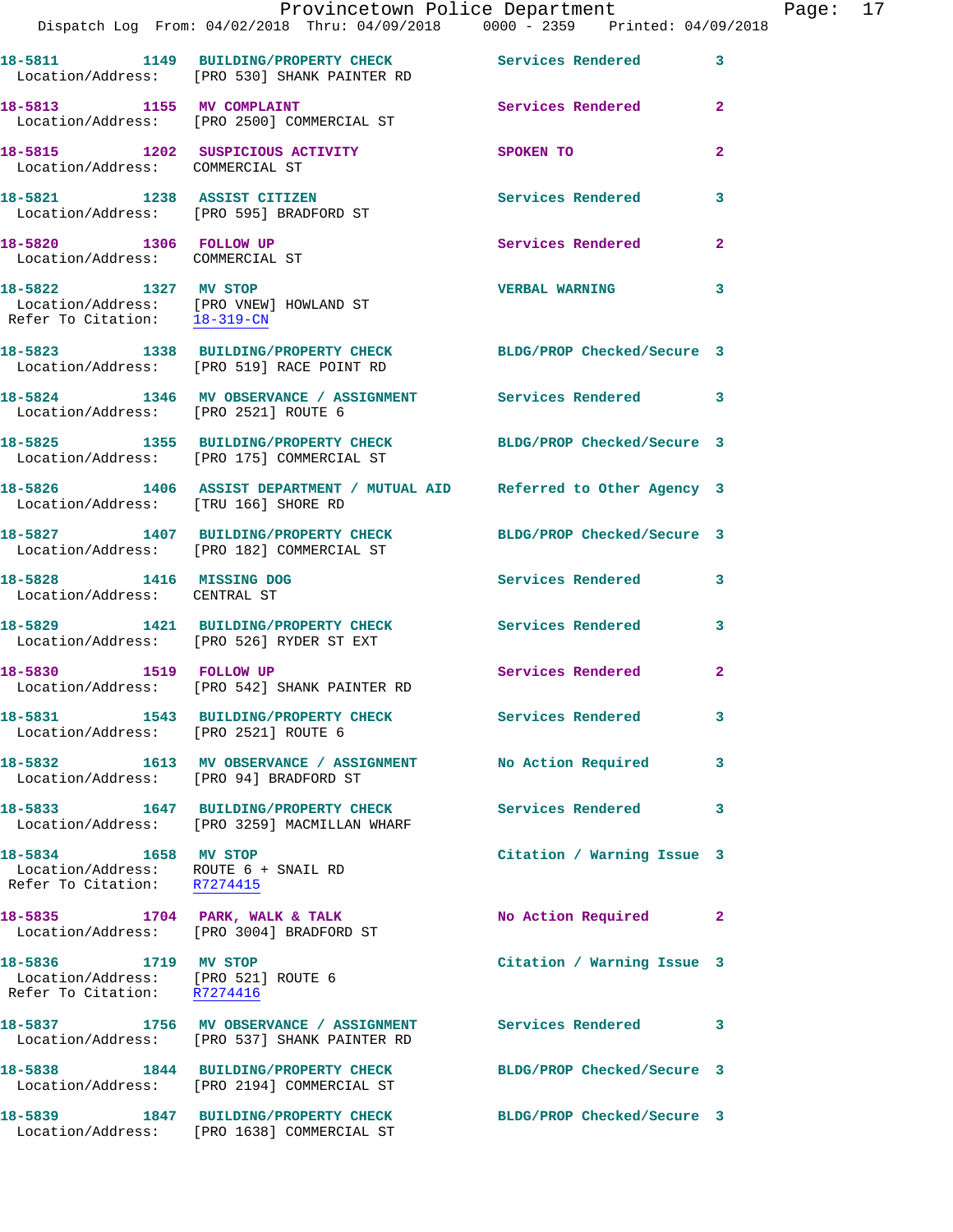Provincetown Police Department
Dispatch Log From: 04/02/2018 Thru: 04/09/2018 0000 - 2359 Printed: 04/09/2018

**18-5811** 1149 **BUILDING/PROPERTY CHECK** Services Rendered 3
Location/Address: [PRO 530] SHANK PAINTER RD

**18-5813** 1155 **MV COMPLAINT** Services Rendered 2
Location/Address: [PRO 2500] COMMERCIAL ST

**18-5815** 1202 **SUSPICIOUS ACTIVITY** SPOKEN TO 2
Location/Address: COMMERCIAL ST

**18-5821** 1238 **ASSIST CITIZEN** Services Rendered 3
Location/Address: [PRO 595] BRADFORD ST

**18-5820** 1306 **FOLLOW UP** Services Rendered 2
Location/Address: COMMERCIAL ST

**18-5822** 1327 **MV STOP** VERBAL WARNING 3
Location/Address: [PRO VNEW] HOWLAND ST
Refer To Citation: 18-319-CN

**18-5823** 1338 **BUILDING/PROPERTY CHECK** BLDG/PROP Checked/Secure 3
Location/Address: [PRO 519] RACE POINT RD

**18-5824** 1346 **MV OBSERVANCE / ASSIGNMENT** Services Rendered 3
Location/Address: [PRO 2521] ROUTE 6

**18-5825** 1355 **BUILDING/PROPERTY CHECK** BLDG/PROP Checked/Secure 3
Location/Address: [PRO 175] COMMERCIAL ST

**18-5826** 1406 **ASSIST DEPARTMENT / MUTUAL AID** Referred to Other Agency 3
Location/Address: [TRU 166] SHORE RD

**18-5827** 1407 **BUILDING/PROPERTY CHECK** BLDG/PROP Checked/Secure 3
Location/Address: [PRO 182] COMMERCIAL ST

**18-5828** 1416 **MISSING DOG** Services Rendered 3
Location/Address: CENTRAL ST

**18-5829** 1421 **BUILDING/PROPERTY CHECK** Services Rendered 3
Location/Address: [PRO 526] RYDER ST EXT

**18-5830** 1519 **FOLLOW UP** Services Rendered 2
Location/Address: [PRO 542] SHANK PAINTER RD

**18-5831** 1543 **BUILDING/PROPERTY CHECK** Services Rendered 3
Location/Address: [PRO 2521] ROUTE 6

**18-5832** 1613 **MV OBSERVANCE / ASSIGNMENT** No Action Required 3
Location/Address: [PRO 94] BRADFORD ST

**18-5833** 1647 **BUILDING/PROPERTY CHECK** Services Rendered 3
Location/Address: [PRO 3259] MACMILLAN WHARF

**18-5834** 1658 **MV STOP** Citation / Warning Issue 3
Location/Address: ROUTE 6 + SNAIL RD
Refer To Citation: R7274415

**18-5835** 1704 **PARK, WALK & TALK** No Action Required 2
Location/Address: [PRO 3004] BRADFORD ST

**18-5836** 1719 **MV STOP** Citation / Warning Issue 3
Location/Address: [PRO 521] ROUTE 6
Refer To Citation: R7274416

**18-5837** 1756 **MV OBSERVANCE / ASSIGNMENT** Services Rendered 3
Location/Address: [PRO 537] SHANK PAINTER RD

**18-5838** 1844 **BUILDING/PROPERTY CHECK** BLDG/PROP Checked/Secure 3
Location/Address: [PRO 2194] COMMERCIAL ST

**18-5839** 1847 **BUILDING/PROPERTY CHECK** BLDG/PROP Checked/Secure 3
Location/Address: [PRO 1638] COMMERCIAL ST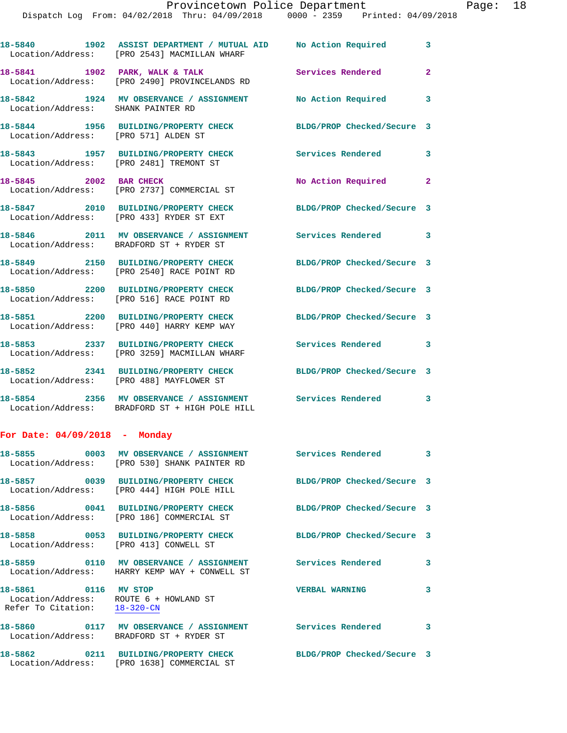18-5840 1902 ASSIST DEPARTMENT / MUTUAL AID No Action Required 3
Location/Address: [PRO 2543] MACMILLAN WHARF

18-5841 1902 PARK, WALK & TALK Services Rendered 2
Location/Address: [PRO 2490] PROVINCELANDS RD

18-5842 1924 MV OBSERVANCE / ASSIGNMENT No Action Required 3
Location/Address: SHANK PAINTER RD

18-5844 1956 BUILDING/PROPERTY CHECK BLDG/PROP Checked/Secure 3
Location/Address: [PRO 571] ALDEN ST

18-5843 1957 BUILDING/PROPERTY CHECK Services Rendered 3
Location/Address: [PRO 2481] TREMONT ST

18-5845 2002 BAR CHECK No Action Required 2
Location/Address: [PRO 2737] COMMERCIAL ST

18-5847 2010 BUILDING/PROPERTY CHECK BLDG/PROP Checked/Secure 3
Location/Address: [PRO 433] RYDER ST EXT

18-5846 2011 MV OBSERVANCE / ASSIGNMENT Services Rendered 3
Location/Address: BRADFORD ST + RYDER ST

18-5849 2150 BUILDING/PROPERTY CHECK BLDG/PROP Checked/Secure 3
Location/Address: [PRO 2540] RACE POINT RD

18-5850 2200 BUILDING/PROPERTY CHECK BLDG/PROP Checked/Secure 3
Location/Address: [PRO 516] RACE POINT RD

18-5851 2200 BUILDING/PROPERTY CHECK BLDG/PROP Checked/Secure 3
Location/Address: [PRO 440] HARRY KEMP WAY

18-5853 2337 BUILDING/PROPERTY CHECK Services Rendered 3
Location/Address: [PRO 3259] MACMILLAN WHARF

18-5852 2341 BUILDING/PROPERTY CHECK BLDG/PROP Checked/Secure 3
Location/Address: [PRO 488] MAYFLOWER ST

18-5854 2356 MV OBSERVANCE / ASSIGNMENT Services Rendered 3
Location/Address: BRADFORD ST + HIGH POLE HILL

**For Date: 04/09/2018 - Monday**

18-5855 0003 MV OBSERVANCE / ASSIGNMENT Services Rendered 3
Location/Address: [PRO 530] SHANK PAINTER RD

18-5857 0039 BUILDING/PROPERTY CHECK BLDG/PROP Checked/Secure 3
Location/Address: [PRO 444] HIGH POLE HILL

18-5856 0041 BUILDING/PROPERTY CHECK BLDG/PROP Checked/Secure 3
Location/Address: [PRO 186] COMMERCIAL ST

18-5858 0053 BUILDING/PROPERTY CHECK BLDG/PROP Checked/Secure 3
Location/Address: [PRO 413] CONWELL ST

18-5859 0110 MV OBSERVANCE / ASSIGNMENT Services Rendered 3
Location/Address: HARRY KEMP WAY + CONWELL ST

18-5861 0116 MV STOP VERBAL WARNING 3
Location/Address: ROUTE 6 + HOWLAND ST
Refer To Citation: 18-320-CN

18-5860 0117 MV OBSERVANCE / ASSIGNMENT Services Rendered 3
Location/Address: BRADFORD ST + RYDER ST

18-5862 0211 BUILDING/PROPERTY CHECK BLDG/PROP Checked/Secure 3
Location/Address: [PRO 1638] COMMERCIAL ST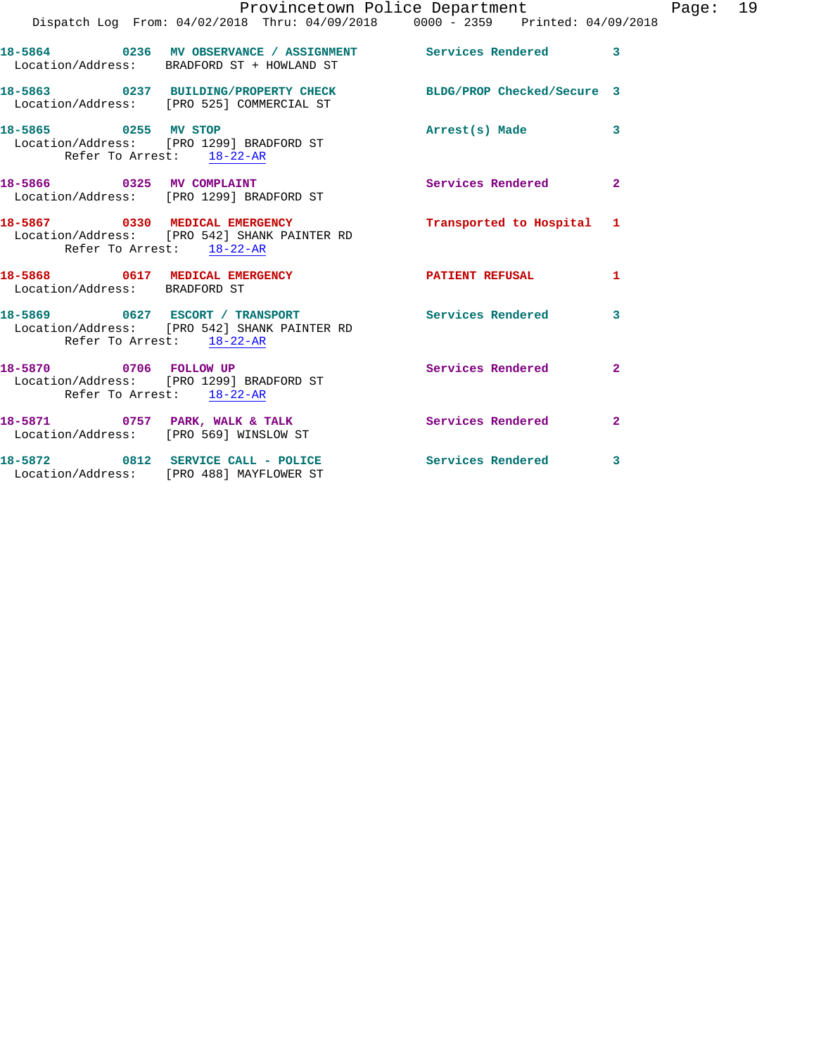18-5864 0236 MV OBSERVANCE / ASSIGNMENT Services Rendered 3
Location/Address: BRADFORD ST + HOWLAND ST

18-5863 0237 BUILDING/PROPERTY CHECK BLDG/PROP Checked/Secure 3
Location/Address: [PRO 525] COMMERCIAL ST

18-5865 0255 MV STOP Arrest(s) Made 3
Location/Address: [PRO 1299] BRADFORD ST
Refer To Arrest: 18-22-AR

18-5866 0325 MV COMPLAINT Services Rendered 2
Location/Address: [PRO 1299] BRADFORD ST

18-5867 0330 MEDICAL EMERGENCY Transported to Hospital 1
Location/Address: [PRO 542] SHANK PAINTER RD
Refer To Arrest: 18-22-AR

18-5868 0617 MEDICAL EMERGENCY PATIENT REFUSAL 1
Location/Address: BRADFORD ST

18-5869 0627 ESCORT / TRANSPORT Services Rendered 3
Location/Address: [PRO 542] SHANK PAINTER RD
Refer To Arrest: 18-22-AR

18-5870 0706 FOLLOW UP Services Rendered 2
Location/Address: [PRO 1299] BRADFORD ST
Refer To Arrest: 18-22-AR

18-5871 0757 PARK, WALK & TALK Services Rendered 2
Location/Address: [PRO 569] WINSLOW ST

18-5872 0812 SERVICE CALL - POLICE Services Rendered 3
Location/Address: [PRO 488] MAYFLOWER ST